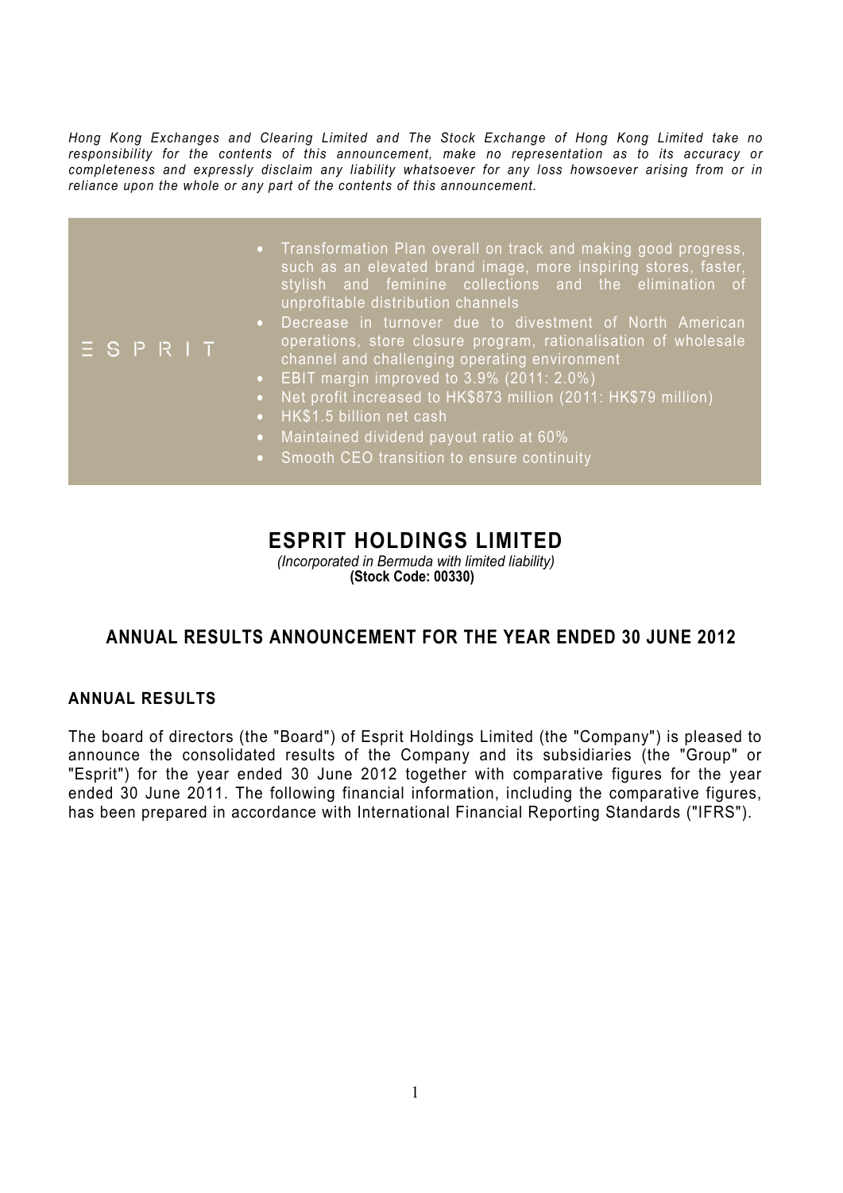*Hong Kong Exchanges and Clearing Limited and The Stock Exchange of Hong Kong Limited take no responsibility for the contents of this announcement, make no representation as to its accuracy or completeness and expressly disclaim any liability whatsoever for any loss howsoever arising from or in reliance upon the whole or any part of the contents of this announcement.*

ESPRIT

- Transformation Plan overall on track and making good progress, such as an elevated brand image, more inspiring stores, faster, stylish and feminine collections and the elimination of unprofitable distribution channels
- Decrease in turnover due to divestment of North American operations, store closure program, rationalisation of wholesale channel and challenging operating environment
- EBIT margin improved to 3.9% (2011: 2.0%)
- Net profit increased to HK$873 million (2011: HK$79 million)
- HK$1.5 billion net cash
- Maintained dividend payout ratio at 60%
- Smooth CEO transition to ensure continuity

# ESPRIT HOLDINGS LIMITED

*(Incorporated in Bermuda with limited liability)*
**(Stock Code: 00330)**

## ANNUAL RESULTS ANNOUNCEMENT FOR THE YEAR ENDED 30 JUNE 2012

### ANNUAL RESULTS

The board of directors (the "Board") of Esprit Holdings Limited (the "Company") is pleased to announce the consolidated results of the Company and its subsidiaries (the "Group" or "Esprit") for the year ended 30 June 2012 together with comparative figures for the year ended 30 June 2011. The following financial information, including the comparative figures, has been prepared in accordance with International Financial Reporting Standards ("IFRS").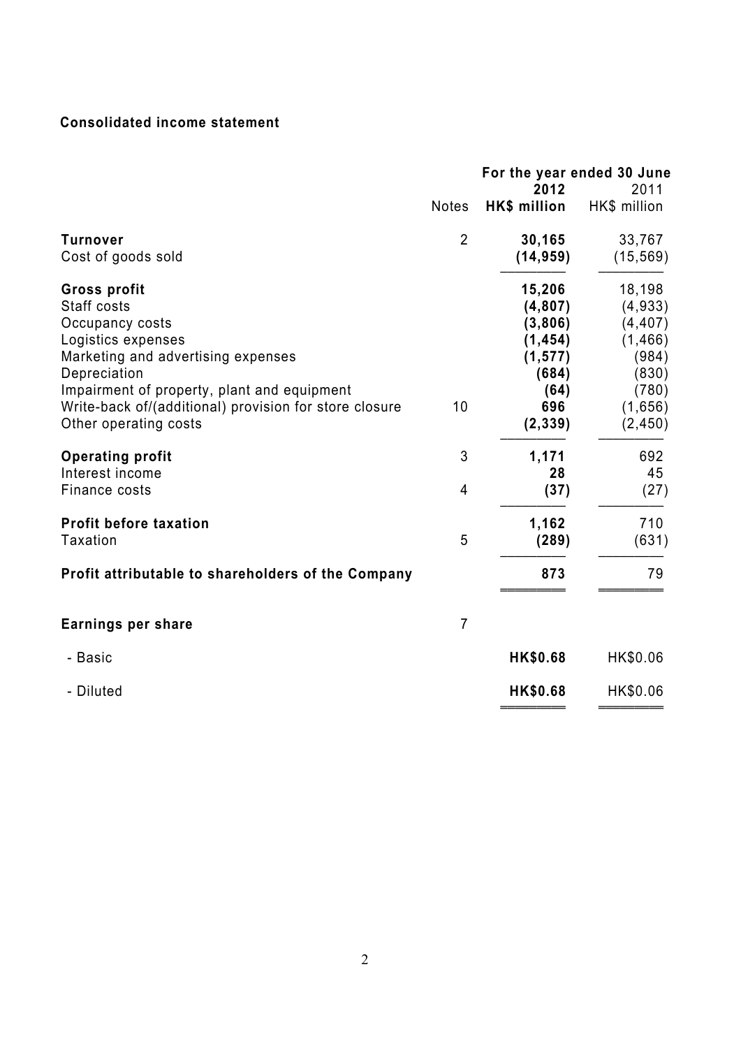**Consolidated income statement**

| | Notes | For the year ended 30 June 2012 HK$ million | 2011 HK$ million |
|---|---|---|---|
| **Turnover** | 2 | **30,165** | 33,767 |
| Cost of goods sold | | **(14,959)** | (15,569) |
| **Gross profit** | | **15,206** | 18,198 |
| Staff costs | | **(4,807)** | (4,933) |
| Occupancy costs | | **(3,806)** | (4,407) |
| Logistics expenses | | **(1,454)** | (1,466) |
| Marketing and advertising expenses | | **(1,577)** | (984) |
| Depreciation | | **(684)** | (830) |
| Impairment of property, plant and equipment | | **(64)** | (780) |
| Write-back of/(additional) provision for store closure | 10 | **696** | (1,656) |
| Other operating costs | | **(2,339)** | (2,450) |
| **Operating profit** | 3 | **1,171** | 692 |
| Interest income | | **28** | 45 |
| Finance costs | 4 | **(37)** | (27) |
| **Profit before taxation** | | **1,162** | 710 |
| Taxation | 5 | **(289)** | (631) |
| **Profit attributable to shareholders of the Company** | | **873** | 79 |
| **Earnings per share** | 7 | | |
| - Basic | | **HK$0.68** | HK$0.06 |
| - Diluted | | **HK$0.68** | HK$0.06 |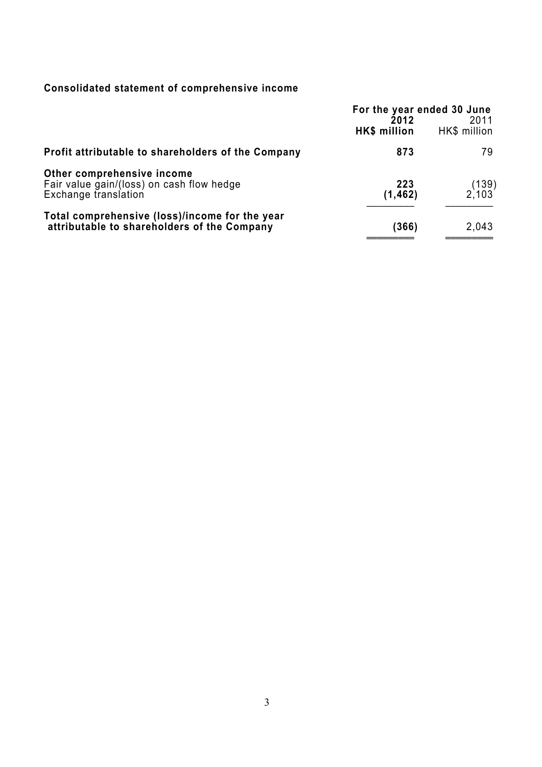**Consolidated statement of comprehensive income**

| | For the year ended 30 June | |
|---|---|---|
| | **2012** | 2011 |
| | **HK$ million** | HK$ million |
| **Profit attributable to shareholders of the Company** | **873** | 79 |
| **Other comprehensive income** | | |
| Fair value gain/(loss) on cash flow hedge | **223** | (139) |
| Exchange translation | **(1,462)** | 2,103 |
| **Total comprehensive (loss)/income for the year attributable to shareholders of the Company** | **(366)** | 2,043 |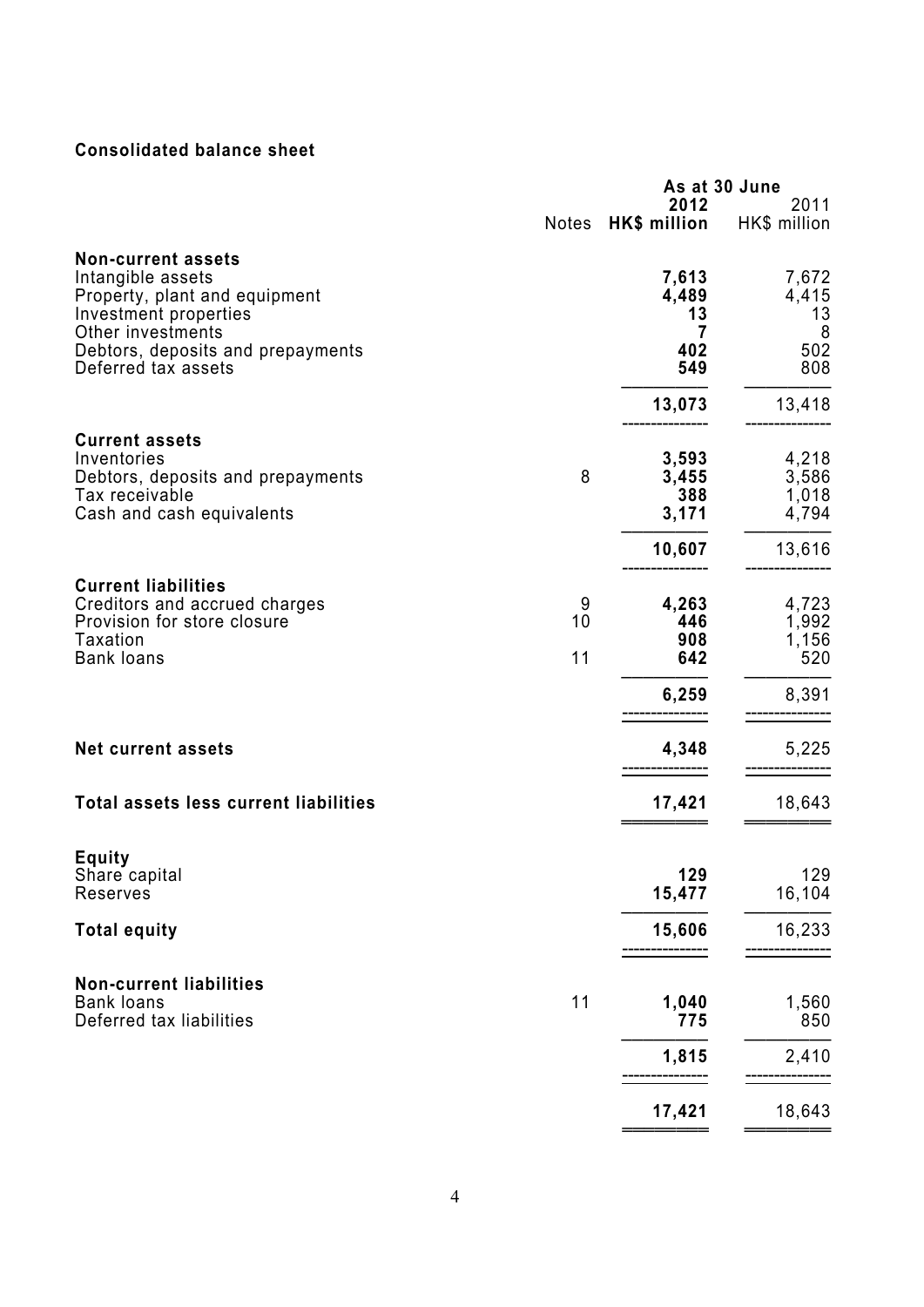**Consolidated balance sheet**

| | Notes | As at 30 June 2012 HK$ million | 2011 HK$ million |
|---|---|---|---|
| **Non-current assets** | | | |
| Intangible assets | | **7,613** | 7,672 |
| Property, plant and equipment | | **4,489** | 4,415 |
| Investment properties | | **13** | 13 |
| Other investments | | **7** | 8 |
| Debtors, deposits and prepayments | | **402** | 502 |
| Deferred tax assets | | **549** | 808 |
| | | **13,073** | 13,418 |
| **Current assets** | | | |
| Inventories | | **3,593** | 4,218 |
| Debtors, deposits and prepayments | 8 | **3,455** | 3,586 |
| Tax receivable | | **388** | 1,018 |
| Cash and cash equivalents | | **3,171** | 4,794 |
| | | **10,607** | 13,616 |
| **Current liabilities** | | | |
| Creditors and accrued charges | 9 | **4,263** | 4,723 |
| Provision for store closure | 10 | **446** | 1,992 |
| Taxation | | **908** | 1,156 |
| Bank loans | 11 | **642** | 520 |
| | | **6,259** | 8,391 |
| **Net current assets** | | **4,348** | 5,225 |
| **Total assets less current liabilities** | | **17,421** | 18,643 |
| **Equity** | | | |
| Share capital | | **129** | 129 |
| Reserves | | **15,477** | 16,104 |
| **Total equity** | | **15,606** | 16,233 |
| **Non-current liabilities** | | | |
| Bank loans | 11 | **1,040** | 1,560 |
| Deferred tax liabilities | | **775** | 850 |
| | | **1,815** | 2,410 |
| | | **17,421** | 18,643 |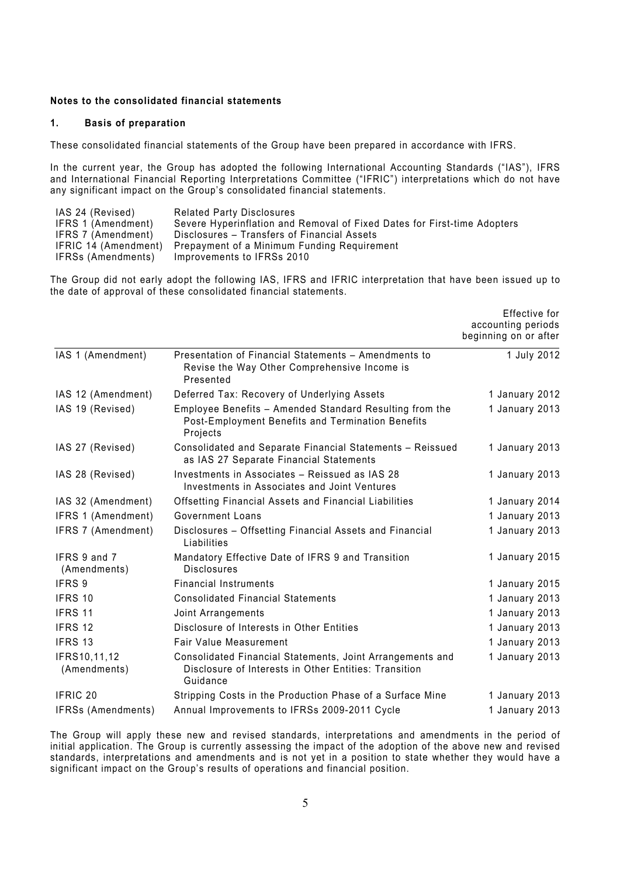**Notes to the consolidated financial statements**

**1. Basis of preparation**

These consolidated financial statements of the Group have been prepared in accordance with IFRS.

In the current year, the Group has adopted the following International Accounting Standards ("IAS"), IFRS and International Financial Reporting Interpretations Committee ("IFRIC") interpretations which do not have any significant impact on the Group's consolidated financial statements.

| | |
|---|---|
| IAS 24 (Revised) | Related Party Disclosures |
| IFRS 1 (Amendment) | Severe Hyperinflation and Removal of Fixed Dates for First-time Adopters |
| IFRS 7 (Amendment) | Disclosures – Transfers of Financial Assets |
| IFRIC 14 (Amendment) | Prepayment of a Minimum Funding Requirement |
| IFRSs (Amendments) | Improvements to IFRSs 2010 |

The Group did not early adopt the following IAS, IFRS and IFRIC interpretation that have been issued up to the date of approval of these consolidated financial statements.

| | | Effective for accounting periods beginning on or after |
|---|---|---|
| IAS 1 (Amendment) | Presentation of Financial Statements – Amendments to Revise the Way Other Comprehensive Income is Presented | 1 July 2012 |
| IAS 12 (Amendment) | Deferred Tax: Recovery of Underlying Assets | 1 January 2012 |
| IAS 19 (Revised) | Employee Benefits – Amended Standard Resulting from the Post-Employment Benefits and Termination Benefits Projects | 1 January 2013 |
| IAS 27 (Revised) | Consolidated and Separate Financial Statements – Reissued as IAS 27 Separate Financial Statements | 1 January 2013 |
| IAS 28 (Revised) | Investments in Associates – Reissued as IAS 28 Investments in Associates and Joint Ventures | 1 January 2013 |
| IAS 32 (Amendment) | Offsetting Financial Assets and Financial Liabilities | 1 January 2014 |
| IFRS 1 (Amendment) | Government Loans | 1 January 2013 |
| IFRS 7 (Amendment) | Disclosures – Offsetting Financial Assets and Financial Liabilities | 1 January 2013 |
| IFRS 9 and 7 (Amendments) | Mandatory Effective Date of IFRS 9 and Transition Disclosures | 1 January 2015 |
| IFRS 9 | Financial Instruments | 1 January 2015 |
| IFRS 10 | Consolidated Financial Statements | 1 January 2013 |
| IFRS 11 | Joint Arrangements | 1 January 2013 |
| IFRS 12 | Disclosure of Interests in Other Entities | 1 January 2013 |
| IFRS 13 | Fair Value Measurement | 1 January 2013 |
| IFRS10,11,12 (Amendments) | Consolidated Financial Statements, Joint Arrangements and Disclosure of Interests in Other Entities: Transition Guidance | 1 January 2013 |
| IFRIC 20 | Stripping Costs in the Production Phase of a Surface Mine | 1 January 2013 |
| IFRSs (Amendments) | Annual Improvements to IFRSs 2009-2011 Cycle | 1 January 2013 |

The Group will apply these new and revised standards, interpretations and amendments in the period of initial application. The Group is currently assessing the impact of the adoption of the above new and revised standards, interpretations and amendments and is not yet in a position to state whether they would have a significant impact on the Group's results of operations and financial position.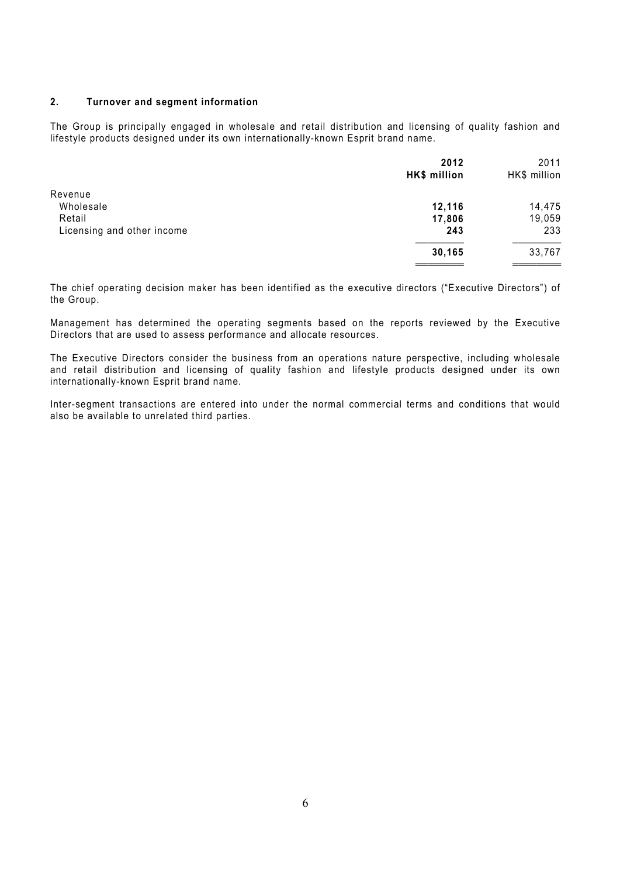## 2. Turnover and segment information

The Group is principally engaged in wholesale and retail distribution and licensing of quality fashion and lifestyle products designed under its own internationally-known Esprit brand name.

| | **2012** | 2011 |
|---|---|---|
| | **HK$ million** | HK$ million |
| Revenue | | |
| Wholesale | **12,116** | 14,475 |
| Retail | **17,806** | 19,059 |
| Licensing and other income | **243** | 233 |
| | **30,165** | 33,767 |

The chief operating decision maker has been identified as the executive directors ("Executive Directors") of the Group.

Management has determined the operating segments based on the reports reviewed by the Executive Directors that are used to assess performance and allocate resources.

The Executive Directors consider the business from an operations nature perspective, including wholesale and retail distribution and licensing of quality fashion and lifestyle products designed under its own internationally-known Esprit brand name.

Inter-segment transactions are entered into under the normal commercial terms and conditions that would also be available to unrelated third parties.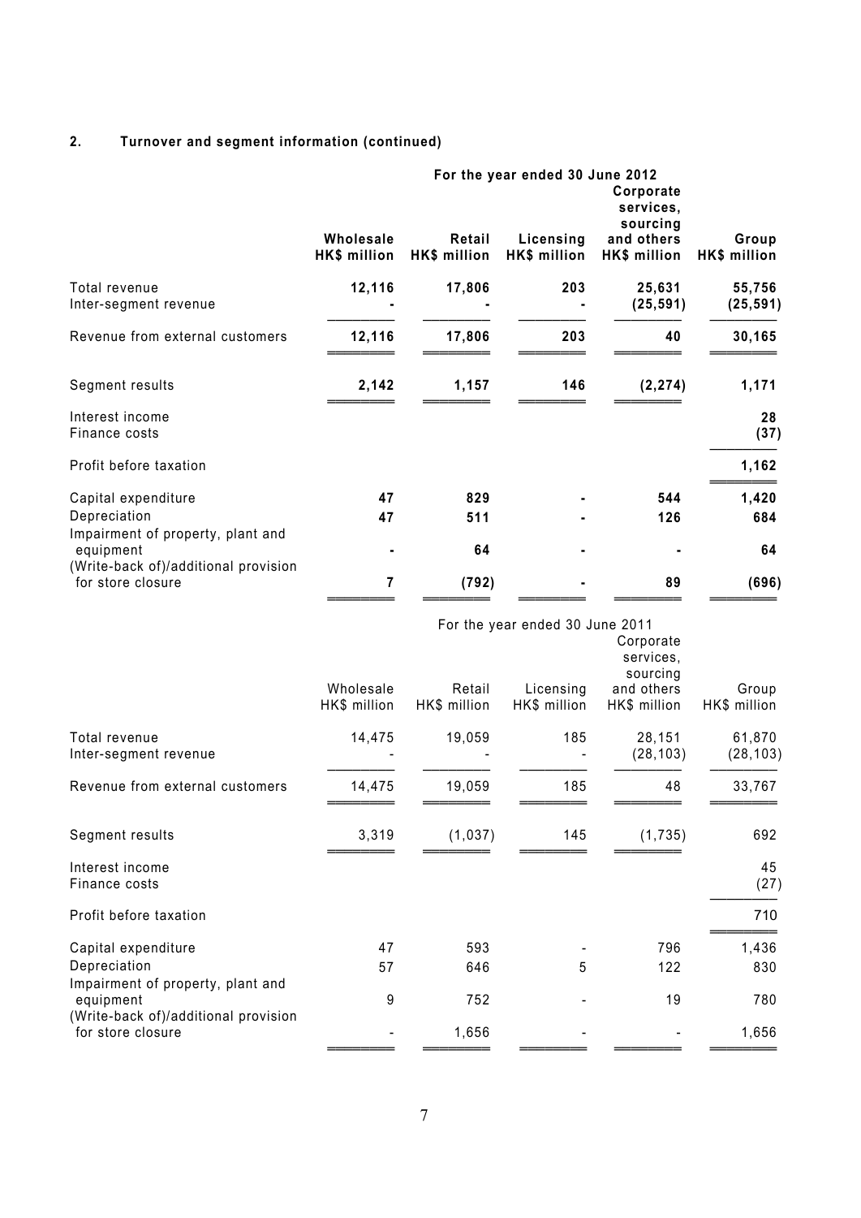## 2. Turnover and segment information (continued)

| | For the year ended 30 June 2012 | | | | |
|---|---|---|---|---|---|
| | **Wholesale HK$ million** | **Retail HK$ million** | **Licensing HK$ million** | **Corporate services, sourcing and others HK$ million** | **Group HK$ million** |
| Total revenue | **12,116** | **17,806** | **203** | **25,631** | **55,756** |
| Inter-segment revenue | **-** | **-** | **-** | **(25,591)** | **(25,591)** |
| Revenue from external customers | **12,116** | **17,806** | **203** | **40** | **30,165** |
| Segment results | **2,142** | **1,157** | **146** | **(2,274)** | **1,171** |
| Interest income | | | | | **28** |
| Finance costs | | | | | **(37)** |
| Profit before taxation | | | | | **1,162** |
| Capital expenditure | **47** | **829** | **-** | **544** | **1,420** |
| Depreciation | **47** | **511** | **-** | **126** | **684** |
| Impairment of property, plant and equipment | **-** | **64** | **-** | **-** | **64** |
| (Write-back of)/additional provision for store closure | **7** | **(792)** | **-** | **89** | **(696)** |

| | For the year ended 30 June 2011 | | | | |
|---|---|---|---|---|---|
| | Wholesale HK$ million | Retail HK$ million | Licensing HK$ million | Corporate services, sourcing and others HK$ million | Group HK$ million |
| Total revenue | 14,475 | 19,059 | 185 | 28,151 | 61,870 |
| Inter-segment revenue | - | - | - | (28,103) | (28,103) |
| Revenue from external customers | 14,475 | 19,059 | 185 | 48 | 33,767 |
| Segment results | 3,319 | (1,037) | 145 | (1,735) | 692 |
| Interest income | | | | | 45 |
| Finance costs | | | | | (27) |
| Profit before taxation | | | | | 710 |
| Capital expenditure | 47 | 593 | - | 796 | 1,436 |
| Depreciation | 57 | 646 | 5 | 122 | 830 |
| Impairment of property, plant and equipment | 9 | 752 | - | 19 | 780 |
| (Write-back of)/additional provision for store closure | - | 1,656 | - | - | 1,656 |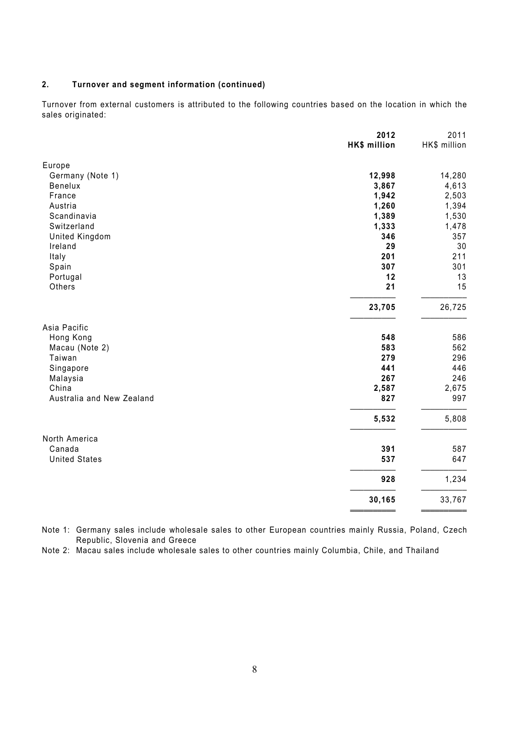**2. Turnover and segment information (continued)**

Turnover from external customers is attributed to the following countries based on the location in which the sales originated:

| | **2012** | 2011 |
|---|---|---|
| | **HK$ million** | HK$ million |
| Europe | | |
| Germany (Note 1) | **12,998** | 14,280 |
| Benelux | **3,867** | 4,613 |
| France | **1,942** | 2,503 |
| Austria | **1,260** | 1,394 |
| Scandinavia | **1,389** | 1,530 |
| Switzerland | **1,333** | 1,478 |
| United Kingdom | **346** | 357 |
| Ireland | **29** | 30 |
| Italy | **201** | 211 |
| Spain | **307** | 301 |
| Portugal | **12** | 13 |
| Others | **21** | 15 |
| | **23,705** | 26,725 |
| Asia Pacific | | |
| Hong Kong | **548** | 586 |
| Macau (Note 2) | **583** | 562 |
| Taiwan | **279** | 296 |
| Singapore | **441** | 446 |
| Malaysia | **267** | 246 |
| China | **2,587** | 2,675 |
| Australia and New Zealand | **827** | 997 |
| | **5,532** | 5,808 |
| North America | | |
| Canada | **391** | 587 |
| United States | **537** | 647 |
| | **928** | 1,234 |
| | **30,165** | 33,767 |

Note 1: Germany sales include wholesale sales to other European countries mainly Russia, Poland, Czech Republic, Slovenia and Greece

Note 2: Macau sales include wholesale sales to other countries mainly Columbia, Chile, and Thailand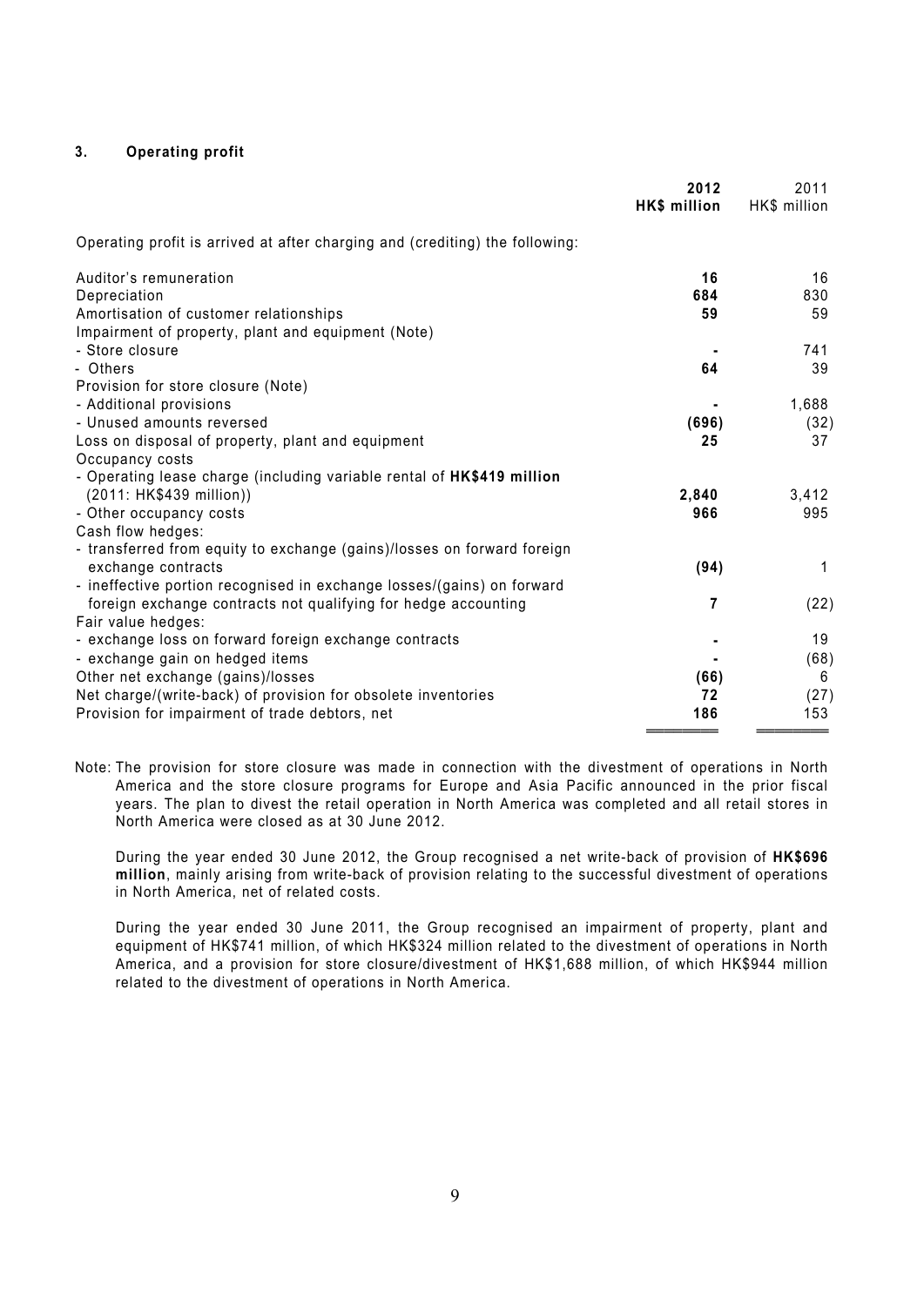### 3. Operating profit

| | **2012 HK$ million** | 2011 HK$ million |
|---|---|---|
| Operating profit is arrived at after charging and (crediting) the following: | | |
| Auditor's remuneration | **16** | 16 |
| Depreciation | **684** | 830 |
| Amortisation of customer relationships | **59** | 59 |
| Impairment of property, plant and equipment (Note) | | |
| - Store closure | **-** | 741 |
| - Others | **64** | 39 |
| Provision for store closure (Note) | | |
| - Additional provisions | **-** | 1,688 |
| - Unused amounts reversed | **(696)** | (32) |
| Loss on disposal of property, plant and equipment | **25** | 37 |
| Occupancy costs | | |
| - Operating lease charge (including variable rental of **HK$419 million** (2011: HK$439 million)) | **2,840** | 3,412 |
| - Other occupancy costs | **966** | 995 |
| Cash flow hedges: | | |
| - transferred from equity to exchange (gains)/losses on forward foreign exchange contracts | **(94)** | 1 |
| - ineffective portion recognised in exchange losses/(gains) on forward foreign exchange contracts not qualifying for hedge accounting | **7** | (22) |
| Fair value hedges: | | |
| - exchange loss on forward foreign exchange contracts | **-** | 19 |
| - exchange gain on hedged items | **-** | (68) |
| Other net exchange (gains)/losses | **(66)** | 6 |
| Net charge/(write-back) of provision for obsolete inventories | **72** | (27) |
| Provision for impairment of trade debtors, net | **186** | 153 |

Note: The provision for store closure was made in connection with the divestment of operations in North America and the store closure programs for Europe and Asia Pacific announced in the prior fiscal years. The plan to divest the retail operation in North America was completed and all retail stores in North America were closed as at 30 June 2012.

During the year ended 30 June 2012, the Group recognised a net write-back of provision of **HK$696 million**, mainly arising from write-back of provision relating to the successful divestment of operations in North America, net of related costs.

During the year ended 30 June 2011, the Group recognised an impairment of property, plant and equipment of HK$741 million, of which HK$324 million related to the divestment of operations in North America, and a provision for store closure/divestment of HK$1,688 million, of which HK$944 million related to the divestment of operations in North America.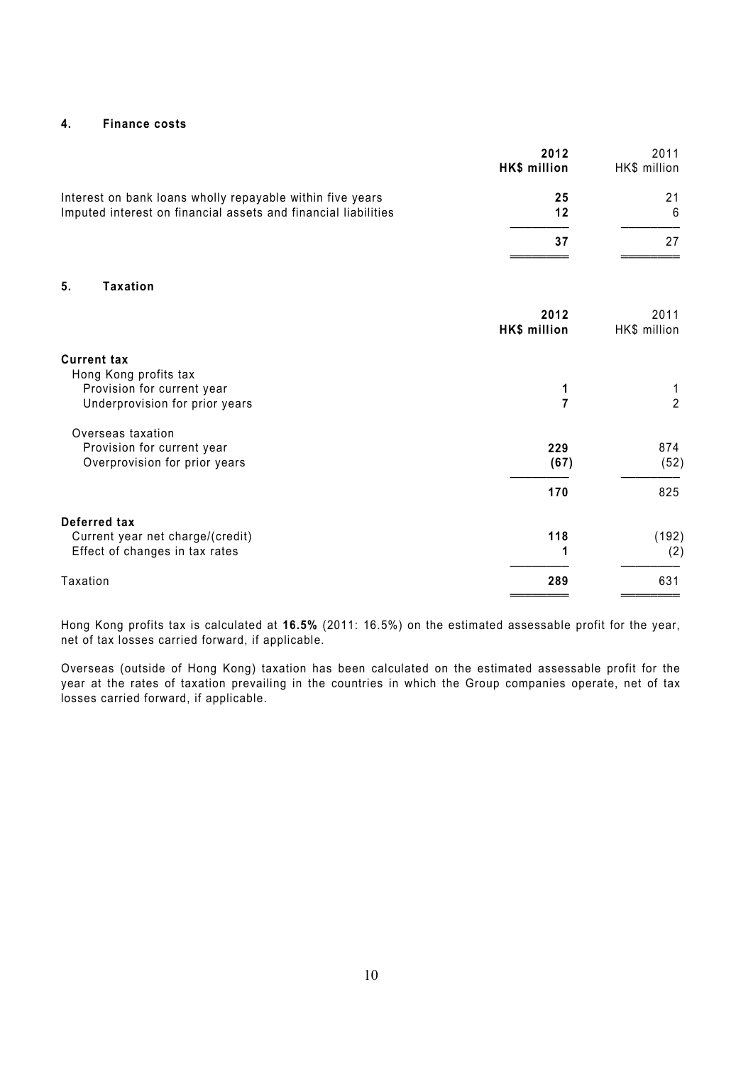## 4. Finance costs

| | 2012 HK$ million | 2011 HK$ million |
|---|---|---|
| Interest on bank loans wholly repayable within five years | **25** | 21 |
| Imputed interest on financial assets and financial liabilities | **12** | 6 |
| | **37** | 27 |

## 5. Taxation

| | 2012 HK$ million | 2011 HK$ million |
|---|---|---|
| **Current tax** | | |
| Hong Kong profits tax | | |
| Provision for current year | **1** | 1 |
| Underprovision for prior years | **7** | 2 |
| Overseas taxation | | |
| Provision for current year | **229** | 874 |
| Overprovision for prior years | **(67)** | (52) |
| | **170** | 825 |
| **Deferred tax** | | |
| Current year net charge/(credit) | **118** | (192) |
| Effect of changes in tax rates | **1** | (2) |
| Taxation | **289** | 631 |

Hong Kong profits tax is calculated at **16.5%** (2011: 16.5%) on the estimated assessable profit for the year, net of tax losses carried forward, if applicable.

Overseas (outside of Hong Kong) taxation has been calculated on the estimated assessable profit for the year at the rates of taxation prevailing in the countries in which the Group companies operate, net of tax losses carried forward, if applicable.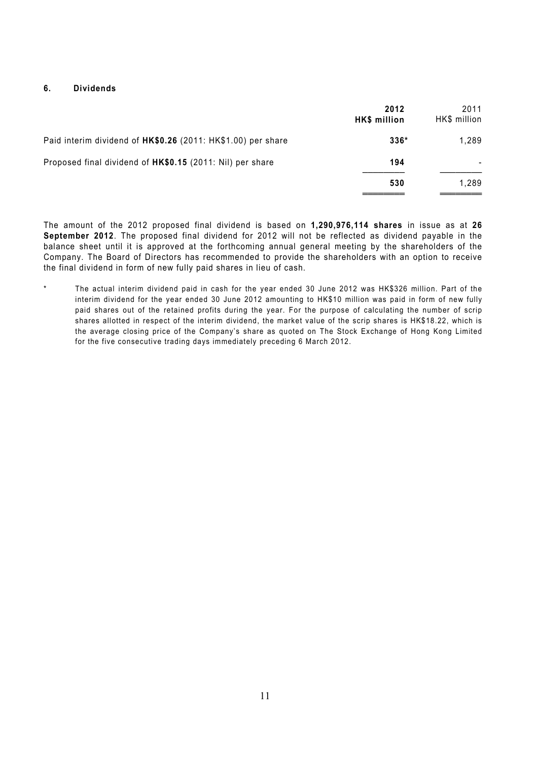## 6. Dividends

| | **2012**<br>**HK$ million** | 2011<br>HK$ million |
|---|---|---|
| Paid interim dividend of **HK$0.26** (2011: HK$1.00) per share | **336*** | 1,289 |
| Proposed final dividend of **HK$0.15** (2011: Nil) per share | **194** | - |
| | **530** | 1,289 |

The amount of the 2012 proposed final dividend is based on **1,290,976,114 shares** in issue as at **26 September 2012**. The proposed final dividend for 2012 will not be reflected as dividend payable in the balance sheet until it is approved at the forthcoming annual general meeting by the shareholders of the Company. The Board of Directors has recommended to provide the shareholders with an option to receive the final dividend in form of new fully paid shares in lieu of cash.

\* The actual interim dividend paid in cash for the year ended 30 June 2012 was HK$326 million. Part of the interim dividend for the year ended 30 June 2012 amounting to HK$10 million was paid in form of new fully paid shares out of the retained profits during the year. For the purpose of calculating the number of scrip shares allotted in respect of the interim dividend, the market value of the scrip shares is HK$18.22, which is the average closing price of the Company's share as quoted on The Stock Exchange of Hong Kong Limited for the five consecutive trading days immediately preceding 6 March 2012.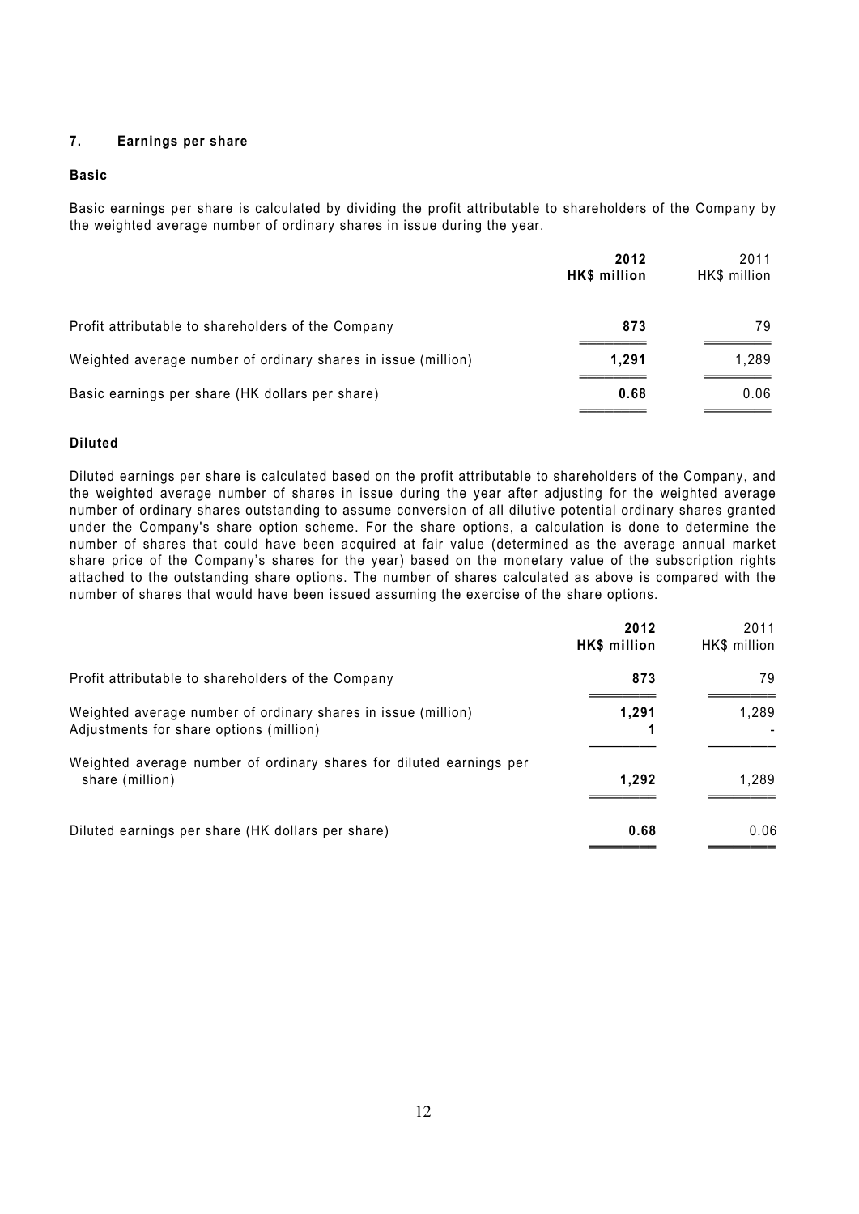## 7. Earnings per share

### Basic

Basic earnings per share is calculated by dividing the profit attributable to shareholders of the Company by the weighted average number of ordinary shares in issue during the year.

| | **2012 HK$ million** | 2011 HK$ million |
|---|---|---|
| Profit attributable to shareholders of the Company | **873** | 79 |
| Weighted average number of ordinary shares in issue (million) | **1,291** | 1,289 |
| Basic earnings per share (HK dollars per share) | **0.68** | 0.06 |

### Diluted

Diluted earnings per share is calculated based on the profit attributable to shareholders of the Company, and the weighted average number of shares in issue during the year after adjusting for the weighted average number of ordinary shares outstanding to assume conversion of all dilutive potential ordinary shares granted under the Company's share option scheme. For the share options, a calculation is done to determine the number of shares that could have been acquired at fair value (determined as the average annual market share price of the Company's shares for the year) based on the monetary value of the subscription rights attached to the outstanding share options. The number of shares calculated as above is compared with the number of shares that would have been issued assuming the exercise of the share options.

| | **2012 HK$ million** | 2011 HK$ million |
|---|---|---|
| Profit attributable to shareholders of the Company | **873** | 79 |
| Weighted average number of ordinary shares in issue (million) | **1,291** | 1,289 |
| Adjustments for share options (million) | **1** | - |
| Weighted average number of ordinary shares for diluted earnings per share (million) | **1,292** | 1,289 |
| Diluted earnings per share (HK dollars per share) | **0.68** | 0.06 |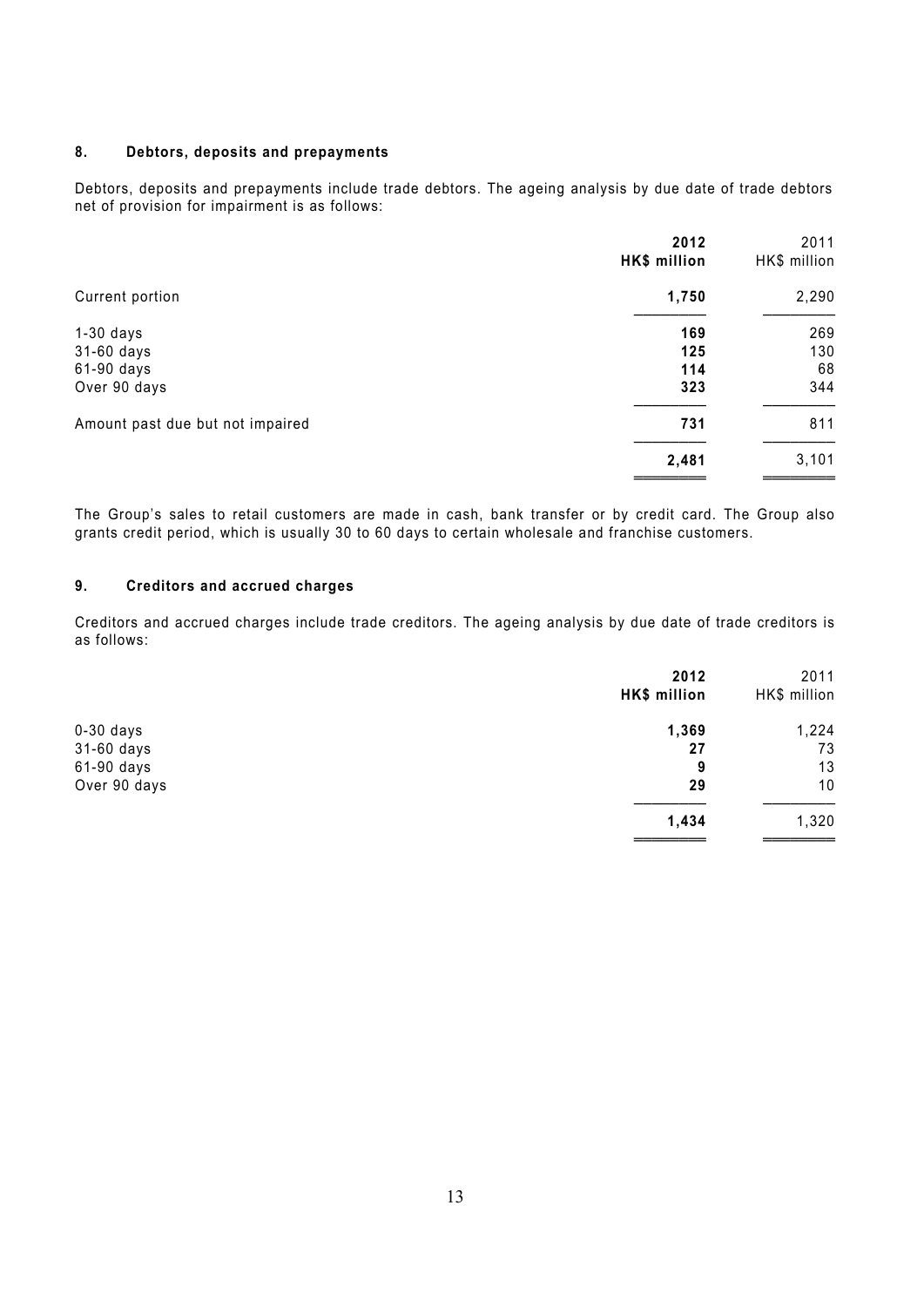## 8. Debtors, deposits and prepayments

Debtors, deposits and prepayments include trade debtors. The ageing analysis by due date of trade debtors net of provision for impairment is as follows:

| | 2012 HK$ million | 2011 HK$ million |
|---|---|---|
| Current portion | **1,750** | 2,290 |
| 1-30 days | **169** | 269 |
| 31-60 days | **125** | 130 |
| 61-90 days | **114** | 68 |
| Over 90 days | **323** | 344 |
| Amount past due but not impaired | **731** | 811 |
| | **2,481** | 3,101 |

The Group's sales to retail customers are made in cash, bank transfer or by credit card. The Group also grants credit period, which is usually 30 to 60 days to certain wholesale and franchise customers.

## 9. Creditors and accrued charges

Creditors and accrued charges include trade creditors. The ageing analysis by due date of trade creditors is as follows:

| | 2012 HK$ million | 2011 HK$ million |
|---|---|---|
| 0-30 days | **1,369** | 1,224 |
| 31-60 days | **27** | 73 |
| 61-90 days | **9** | 13 |
| Over 90 days | **29** | 10 |
| | **1,434** | 1,320 |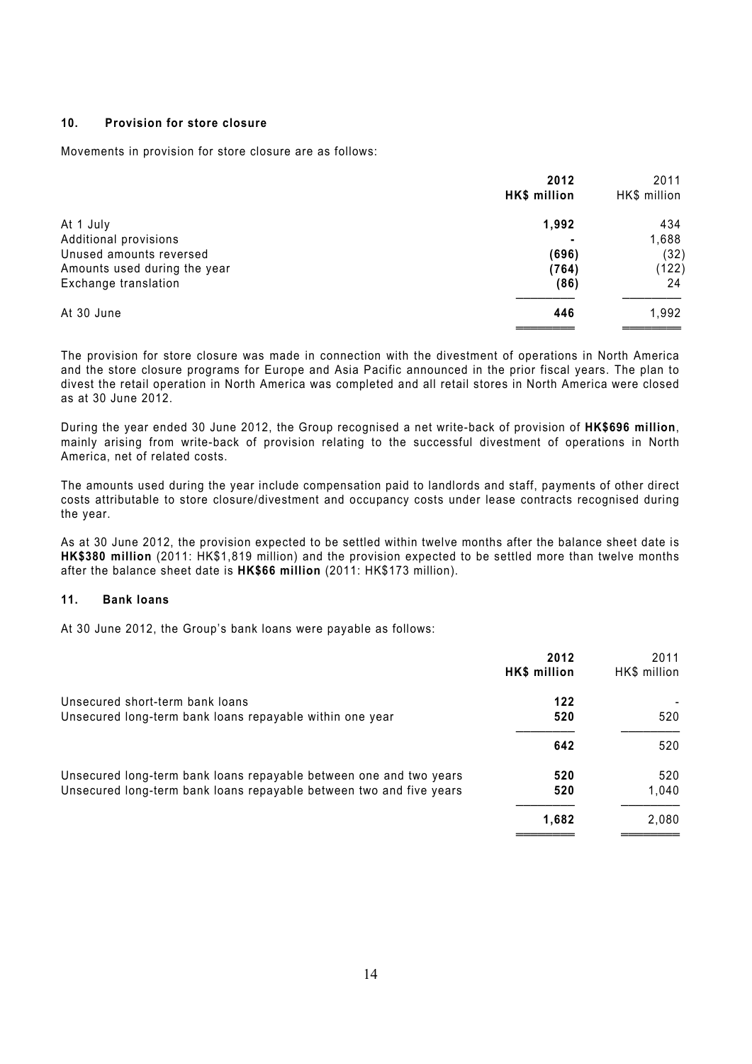### 10. Provision for store closure

Movements in provision for store closure are as follows:

| | **2012** | 2011 |
|---|---|---|
| | **HK$ million** | HK$ million |
| At 1 July | **1,992** | 434 |
| Additional provisions | **-** | 1,688 |
| Unused amounts reversed | **(696)** | (32) |
| Amounts used during the year | **(764)** | (122) |
| Exchange translation | **(86)** | 24 |
| At 30 June | **446** | 1,992 |

The provision for store closure was made in connection with the divestment of operations in North America and the store closure programs for Europe and Asia Pacific announced in the prior fiscal years. The plan to divest the retail operation in North America was completed and all retail stores in North America were closed as at 30 June 2012.

During the year ended 30 June 2012, the Group recognised a net write-back of provision of **HK$696 million**, mainly arising from write-back of provision relating to the successful divestment of operations in North America, net of related costs.

The amounts used during the year include compensation paid to landlords and staff, payments of other direct costs attributable to store closure/divestment and occupancy costs under lease contracts recognised during the year.

As at 30 June 2012, the provision expected to be settled within twelve months after the balance sheet date is **HK$380 million** (2011: HK$1,819 million) and the provision expected to be settled more than twelve months after the balance sheet date is **HK$66 million** (2011: HK$173 million).

### 11. Bank loans

At 30 June 2012, the Group's bank loans were payable as follows:

| | **2012** | 2011 |
|---|---|---|
| | **HK$ million** | HK$ million |
| Unsecured short-term bank loans | **122** | - |
| Unsecured long-term bank loans repayable within one year | **520** | 520 |
| | **642** | 520 |
| Unsecured long-term bank loans repayable between one and two years | **520** | 520 |
| Unsecured long-term bank loans repayable between two and five years | **520** | 1,040 |
| | **1,682** | 2,080 |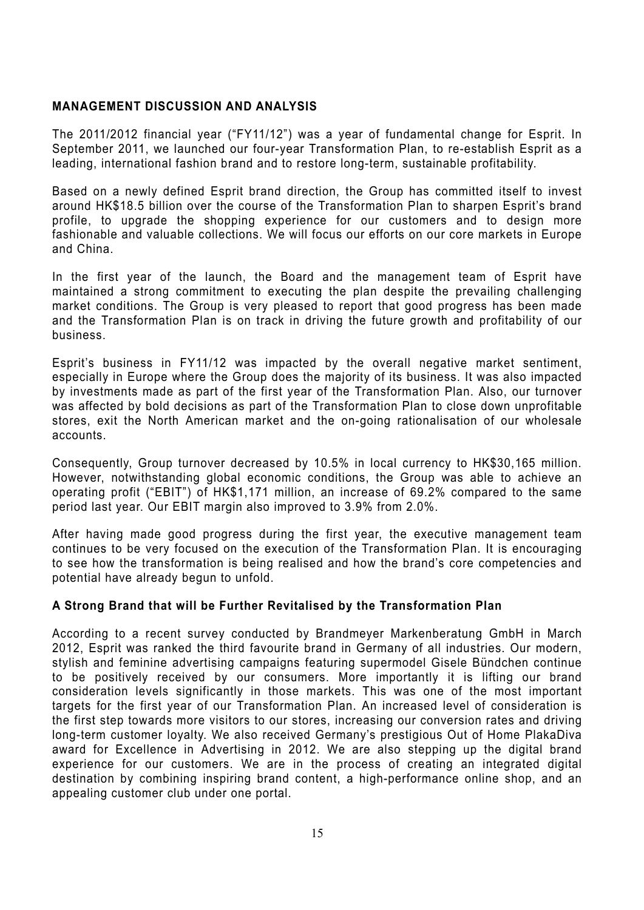## MANAGEMENT DISCUSSION AND ANALYSIS

The 2011/2012 financial year ("FY11/12") was a year of fundamental change for Esprit. In September 2011, we launched our four-year Transformation Plan, to re-establish Esprit as a leading, international fashion brand and to restore long-term, sustainable profitability.

Based on a newly defined Esprit brand direction, the Group has committed itself to invest around HK$18.5 billion over the course of the Transformation Plan to sharpen Esprit's brand profile, to upgrade the shopping experience for our customers and to design more fashionable and valuable collections. We will focus our efforts on our core markets in Europe and China.

In the first year of the launch, the Board and the management team of Esprit have maintained a strong commitment to executing the plan despite the prevailing challenging market conditions. The Group is very pleased to report that good progress has been made and the Transformation Plan is on track in driving the future growth and profitability of our business.

Esprit's business in FY11/12 was impacted by the overall negative market sentiment, especially in Europe where the Group does the majority of its business. It was also impacted by investments made as part of the first year of the Transformation Plan. Also, our turnover was affected by bold decisions as part of the Transformation Plan to close down unprofitable stores, exit the North American market and the on-going rationalisation of our wholesale accounts.

Consequently, Group turnover decreased by 10.5% in local currency to HK$30,165 million. However, notwithstanding global economic conditions, the Group was able to achieve an operating profit ("EBIT") of HK$1,171 million, an increase of 69.2% compared to the same period last year. Our EBIT margin also improved to 3.9% from 2.0%.

After having made good progress during the first year, the executive management team continues to be very focused on the execution of the Transformation Plan. It is encouraging to see how the transformation is being realised and how the brand's core competencies and potential have already begun to unfold.

### A Strong Brand that will be Further Revitalised by the Transformation Plan

According to a recent survey conducted by Brandmeyer Markenberatung GmbH in March 2012, Esprit was ranked the third favourite brand in Germany of all industries. Our modern, stylish and feminine advertising campaigns featuring supermodel Gisele Bündchen continue to be positively received by our consumers. More importantly it is lifting our brand consideration levels significantly in those markets. This was one of the most important targets for the first year of our Transformation Plan. An increased level of consideration is the first step towards more visitors to our stores, increasing our conversion rates and driving long-term customer loyalty. We also received Germany's prestigious Out of Home PlakaDiva award for Excellence in Advertising in 2012. We are also stepping up the digital brand experience for our customers. We are in the process of creating an integrated digital destination by combining inspiring brand content, a high-performance online shop, and an appealing customer club under one portal.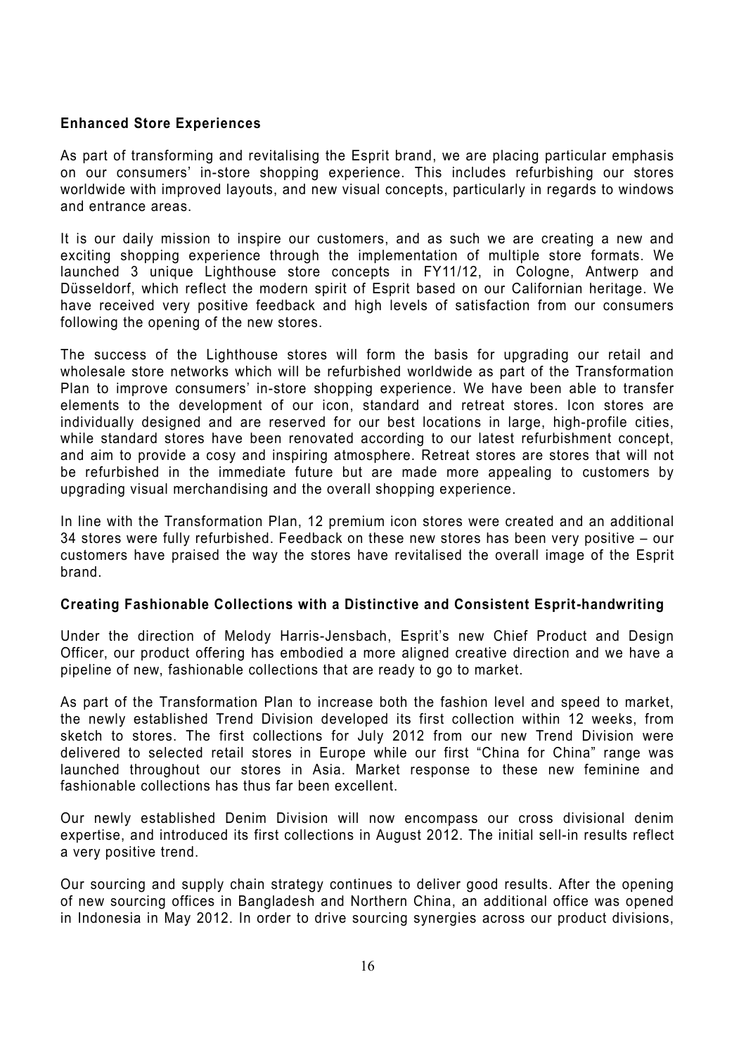**Enhanced Store Experiences**

As part of transforming and revitalising the Esprit brand, we are placing particular emphasis on our consumers' in-store shopping experience. This includes refurbishing our stores worldwide with improved layouts, and new visual concepts, particularly in regards to windows and entrance areas.

It is our daily mission to inspire our customers, and as such we are creating a new and exciting shopping experience through the implementation of multiple store formats. We launched 3 unique Lighthouse store concepts in FY11/12, in Cologne, Antwerp and Düsseldorf, which reflect the modern spirit of Esprit based on our Californian heritage. We have received very positive feedback and high levels of satisfaction from our consumers following the opening of the new stores.

The success of the Lighthouse stores will form the basis for upgrading our retail and wholesale store networks which will be refurbished worldwide as part of the Transformation Plan to improve consumers' in-store shopping experience. We have been able to transfer elements to the development of our icon, standard and retreat stores. Icon stores are individually designed and are reserved for our best locations in large, high-profile cities, while standard stores have been renovated according to our latest refurbishment concept, and aim to provide a cosy and inspiring atmosphere. Retreat stores are stores that will not be refurbished in the immediate future but are made more appealing to customers by upgrading visual merchandising and the overall shopping experience.

In line with the Transformation Plan, 12 premium icon stores were created and an additional 34 stores were fully refurbished. Feedback on these new stores has been very positive – our customers have praised the way the stores have revitalised the overall image of the Esprit brand.

**Creating Fashionable Collections with a Distinctive and Consistent Esprit-handwriting**

Under the direction of Melody Harris-Jensbach, Esprit's new Chief Product and Design Officer, our product offering has embodied a more aligned creative direction and we have a pipeline of new, fashionable collections that are ready to go to market.

As part of the Transformation Plan to increase both the fashion level and speed to market, the newly established Trend Division developed its first collection within 12 weeks, from sketch to stores. The first collections for July 2012 from our new Trend Division were delivered to selected retail stores in Europe while our first "China for China" range was launched throughout our stores in Asia. Market response to these new feminine and fashionable collections has thus far been excellent.

Our newly established Denim Division will now encompass our cross divisional denim expertise, and introduced its first collections in August 2012. The initial sell-in results reflect a very positive trend.

Our sourcing and supply chain strategy continues to deliver good results. After the opening of new sourcing offices in Bangladesh and Northern China, an additional office was opened in Indonesia in May 2012. In order to drive sourcing synergies across our product divisions,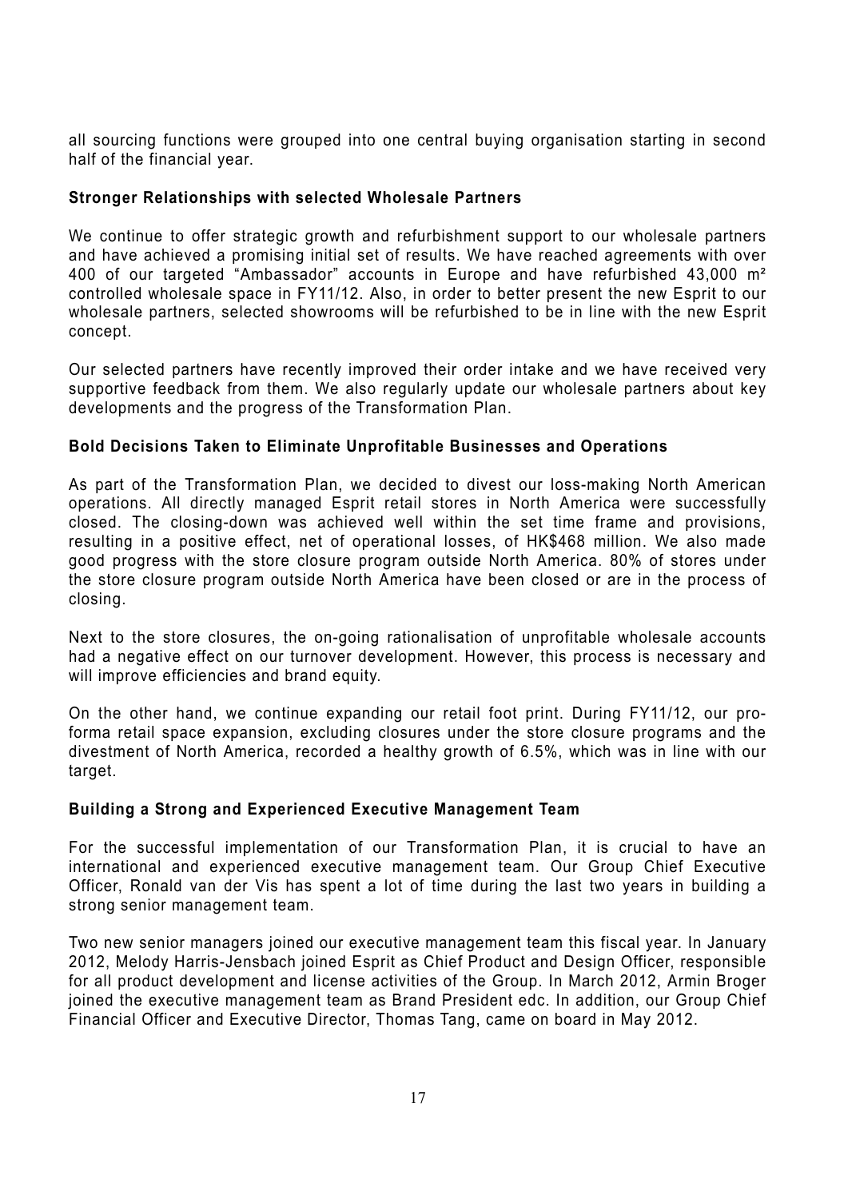all sourcing functions were grouped into one central buying organisation starting in second half of the financial year.

**Stronger Relationships with selected Wholesale Partners**

We continue to offer strategic growth and refurbishment support to our wholesale partners and have achieved a promising initial set of results. We have reached agreements with over 400 of our targeted "Ambassador" accounts in Europe and have refurbished 43,000 m² controlled wholesale space in FY11/12. Also, in order to better present the new Esprit to our wholesale partners, selected showrooms will be refurbished to be in line with the new Esprit concept.

Our selected partners have recently improved their order intake and we have received very supportive feedback from them. We also regularly update our wholesale partners about key developments and the progress of the Transformation Plan.

**Bold Decisions Taken to Eliminate Unprofitable Businesses and Operations**

As part of the Transformation Plan, we decided to divest our loss-making North American operations. All directly managed Esprit retail stores in North America were successfully closed. The closing-down was achieved well within the set time frame and provisions, resulting in a positive effect, net of operational losses, of HK$468 million. We also made good progress with the store closure program outside North America. 80% of stores under the store closure program outside North America have been closed or are in the process of closing.

Next to the store closures, the on-going rationalisation of unprofitable wholesale accounts had a negative effect on our turnover development. However, this process is necessary and will improve efficiencies and brand equity.

On the other hand, we continue expanding our retail foot print. During FY11/12, our pro-forma retail space expansion, excluding closures under the store closure programs and the divestment of North America, recorded a healthy growth of 6.5%, which was in line with our target.

**Building a Strong and Experienced Executive Management Team**

For the successful implementation of our Transformation Plan, it is crucial to have an international and experienced executive management team. Our Group Chief Executive Officer, Ronald van der Vis has spent a lot of time during the last two years in building a strong senior management team.

Two new senior managers joined our executive management team this fiscal year. In January 2012, Melody Harris-Jensbach joined Esprit as Chief Product and Design Officer, responsible for all product development and license activities of the Group. In March 2012, Armin Broger joined the executive management team as Brand President edc. In addition, our Group Chief Financial Officer and Executive Director, Thomas Tang, came on board in May 2012.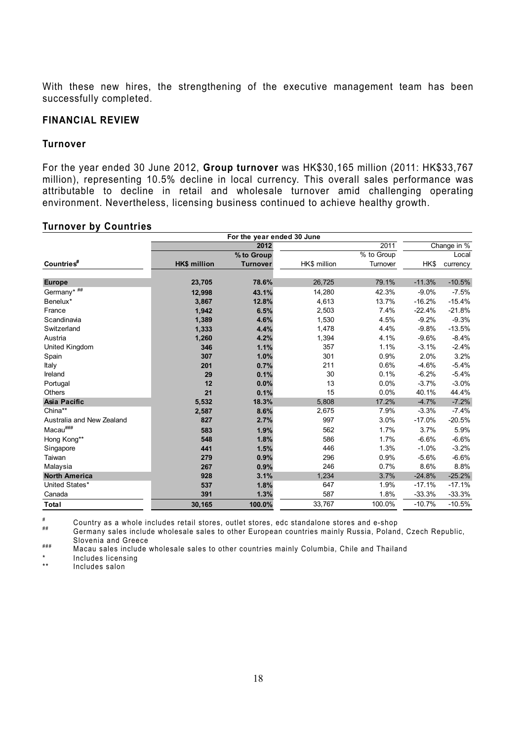With these new hires, the strengthening of the executive management team has been successfully completed.

## FINANCIAL REVIEW

### Turnover

For the year ended 30 June 2012, **Group turnover** was HK$30,165 million (2011: HK$33,767 million), representing 10.5% decline in local currency. This overall sales performance was attributable to decline in retail and wholesale turnover amid challenging operating environment. Nevertheless, licensing business continued to achieve healthy growth.

### Turnover by Countries

| | For the year ended 30 June | | | | | |
|---|---|---|---|---|---|---|
| | **2012** | | 2011 | | Change in % | |
| **Countries#** | **HK$ million** | **% to Group Turnover** | HK$ million | % to Group Turnover | HK$ | Local currency |
| **Europe** | **23,705** | **78.6%** | 26,725 | 79.1% | -11.3% | -10.5% |
| Germany* ## | **12,998** | **43.1%** | 14,280 | 42.3% | -9.0% | -7.5% |
| Benelux* | **3,867** | **12.8%** | 4,613 | 13.7% | -16.2% | -15.4% |
| France | **1,942** | **6.5%** | 2,503 | 7.4% | -22.4% | -21.8% |
| Scandinavia | **1,389** | **4.6%** | 1,530 | 4.5% | -9.2% | -9.3% |
| Switzerland | **1,333** | **4.4%** | 1,478 | 4.4% | -9.8% | -13.5% |
| Austria | **1,260** | **4.2%** | 1,394 | 4.1% | -9.6% | -8.4% |
| United Kingdom | **346** | **1.1%** | 357 | 1.1% | -3.1% | -2.4% |
| Spain | **307** | **1.0%** | 301 | 0.9% | 2.0% | 3.2% |
| Italy | **201** | **0.7%** | 211 | 0.6% | -4.6% | -5.4% |
| Ireland | **29** | **0.1%** | 30 | 0.1% | -6.2% | -5.4% |
| Portugal | **12** | **0.0%** | 13 | 0.0% | -3.7% | -3.0% |
| Others | **21** | **0.1%** | 15 | 0.0% | 40.1% | 44.4% |
| **Asia Pacific** | **5,532** | **18.3%** | 5,808 | 17.2% | -4.7% | -7.2% |
| China** | **2,587** | **8.6%** | 2,675 | 7.9% | -3.3% | -7.4% |
| Australia and New Zealand | **827** | **2.7%** | 997 | 3.0% | -17.0% | -20.5% |
| Macau### | **583** | **1.9%** | 562 | 1.7% | 3.7% | 5.9% |
| Hong Kong** | **548** | **1.8%** | 586 | 1.7% | -6.6% | -6.6% |
| Singapore | **441** | **1.5%** | 446 | 1.3% | -1.0% | -3.2% |
| Taiwan | **279** | **0.9%** | 296 | 0.9% | -5.6% | -6.6% |
| Malaysia | **267** | **0.9%** | 246 | 0.7% | 8.6% | 8.8% |
| **North America** | **928** | **3.1%** | 1,234 | 3.7% | -24.8% | -25.2% |
| United States* | **537** | **1.8%** | 647 | 1.9% | -17.1% | -17.1% |
| Canada | **391** | **1.3%** | 587 | 1.8% | -33.3% | -33.3% |
| **Total** | **30,165** | **100.0%** | 33,767 | 100.0% | -10.7% | -10.5% |

# Country as a whole includes retail stores, outlet stores, edc standalone stores and e-shop

## Germany sales include wholesale sales to other European countries mainly Russia, Poland, Czech Republic, Slovenia and Greece

### Macau sales include wholesale sales to other countries mainly Columbia, Chile and Thailand

* Includes licensing

** Includes salon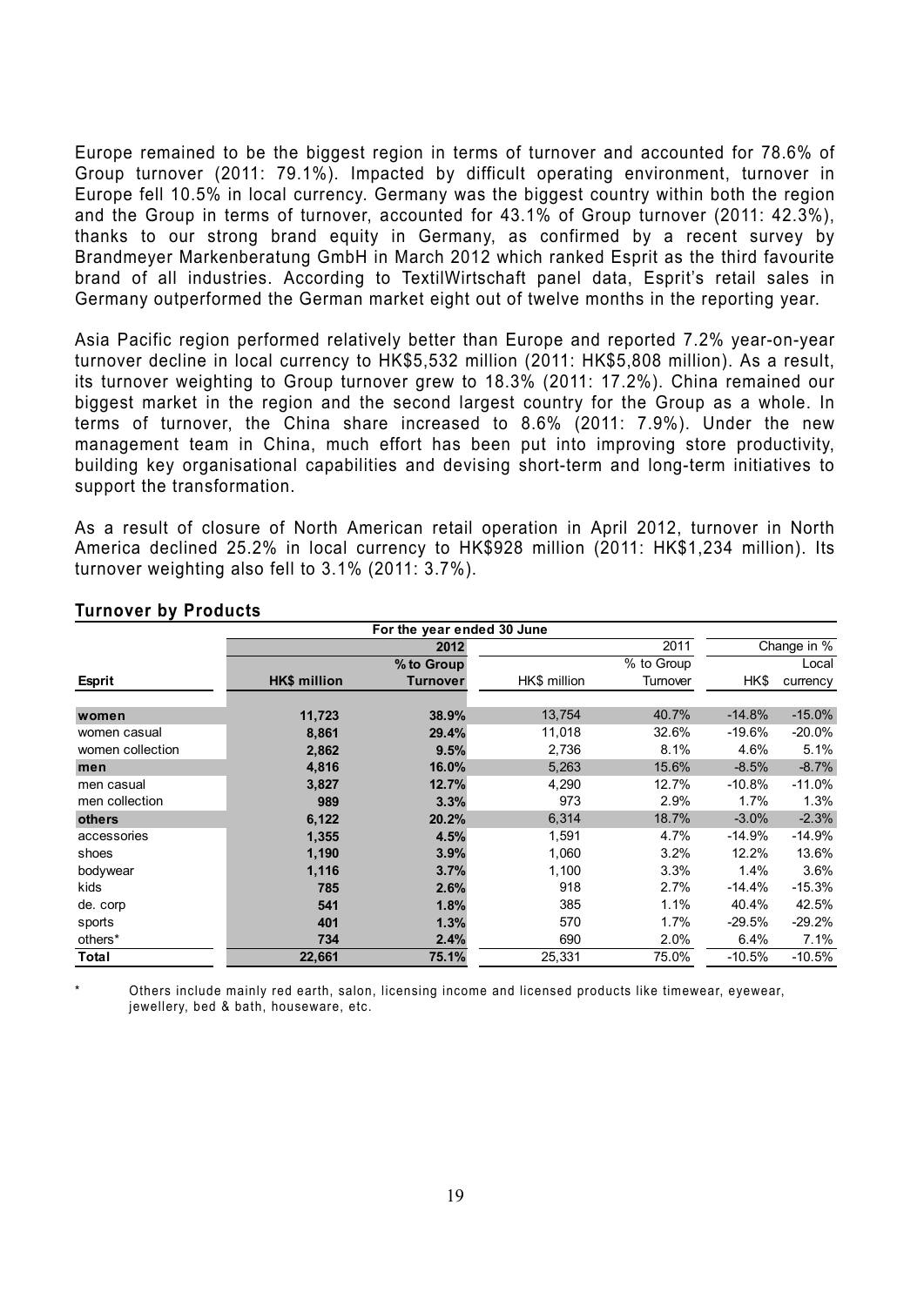Europe remained to be the biggest region in terms of turnover and accounted for 78.6% of Group turnover (2011: 79.1%). Impacted by difficult operating environment, turnover in Europe fell 10.5% in local currency. Germany was the biggest country within both the region and the Group in terms of turnover, accounted for 43.1% of Group turnover (2011: 42.3%), thanks to our strong brand equity in Germany, as confirmed by a recent survey by Brandmeyer Markenberatung GmbH in March 2012 which ranked Esprit as the third favourite brand of all industries. According to TextilWirtschaft panel data, Esprit's retail sales in Germany outperformed the German market eight out of twelve months in the reporting year.

Asia Pacific region performed relatively better than Europe and reported 7.2% year-on-year turnover decline in local currency to HK$5,532 million (2011: HK$5,808 million). As a result, its turnover weighting to Group turnover grew to 18.3% (2011: 17.2%). China remained our biggest market in the region and the second largest country for the Group as a whole. In terms of turnover, the China share increased to 8.6% (2011: 7.9%). Under the new management team in China, much effort has been put into improving store productivity, building key organisational capabilities and devising short-term and long-term initiatives to support the transformation.

As a result of closure of North American retail operation in April 2012, turnover in North America declined 25.2% in local currency to HK$928 million (2011: HK$1,234 million). Its turnover weighting also fell to 3.1% (2011: 3.7%).

## Turnover by Products

| | For the year ended 30 June | | | | | |
|---|---|---|---|---|---|---|
| | | 2012 | | 2011 | Change in % | |
| | | % to Group | | % to Group | | Local |
| **Esprit** | **HK$ million** | **Turnover** | HK$ million | Turnover | HK$ | currency |
| **women** | **11,723** | **38.9%** | 13,754 | 40.7% | -14.8% | -15.0% |
| women casual | **8,861** | **29.4%** | 11,018 | 32.6% | -19.6% | -20.0% |
| women collection | **2,862** | **9.5%** | 2,736 | 8.1% | 4.6% | 5.1% |
| **men** | **4,816** | **16.0%** | 5,263 | 15.6% | -8.5% | -8.7% |
| men casual | **3,827** | **12.7%** | 4,290 | 12.7% | -10.8% | -11.0% |
| men collection | **989** | **3.3%** | 973 | 2.9% | 1.7% | 1.3% |
| **others** | **6,122** | **20.2%** | 6,314 | 18.7% | -3.0% | -2.3% |
| accessories | **1,355** | **4.5%** | 1,591 | 4.7% | -14.9% | -14.9% |
| shoes | **1,190** | **3.9%** | 1,060 | 3.2% | 12.2% | 13.6% |
| bodywear | **1,116** | **3.7%** | 1,100 | 3.3% | 1.4% | 3.6% |
| kids | **785** | **2.6%** | 918 | 2.7% | -14.4% | -15.3% |
| de. corp | **541** | **1.8%** | 385 | 1.1% | 40.4% | 42.5% |
| sports | **401** | **1.3%** | 570 | 1.7% | -29.5% | -29.2% |
| others* | **734** | **2.4%** | 690 | 2.0% | 6.4% | 7.1% |
| **Total** | **22,661** | **75.1%** | 25,331 | 75.0% | -10.5% | -10.5% |

\* Others include mainly red earth, salon, licensing income and licensed products like timewear, eyewear, jewellery, bed & bath, houseware, etc.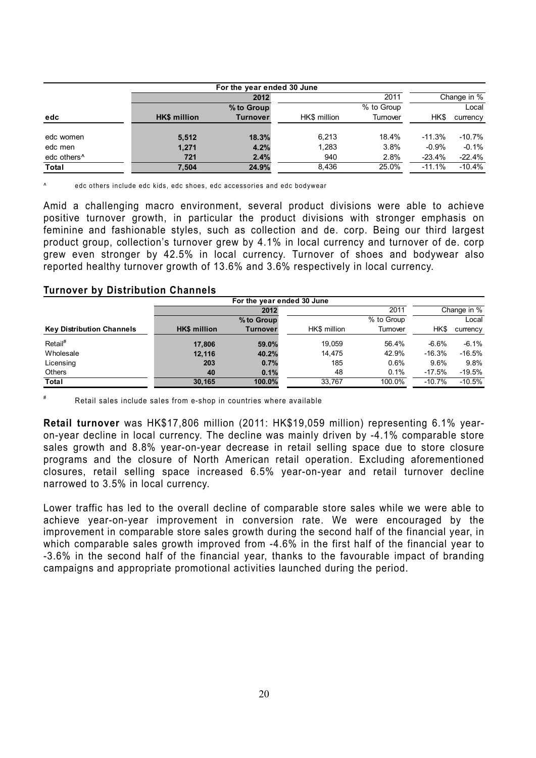| | For the year ended 30 June | | | | | |
|---|---|---|---|---|---|---|
| | 2012 | | 2011 | | Change in % | |
| | | % to Group | | % to Group | | Local |
| **edc** | **HK$ million** | **Turnover** | HK$ million | Turnover | HK$ | currency |
| edc women | **5,512** | **18.3%** | 6,213 | 18.4% | -11.3% | -10.7% |
| edc men | **1,271** | **4.2%** | 1,283 | 3.8% | -0.9% | -0.1% |
| edc others^ | **721** | **2.4%** | 940 | 2.8% | -23.4% | -22.4% |
| **Total** | **7,504** | **24.9%** | 8,436 | 25.0% | -11.1% | -10.4% |

^ edc others include edc kids, edc shoes, edc accessories and edc bodywear

Amid a challenging macro environment, several product divisions were able to achieve positive turnover growth, in particular the product divisions with stronger emphasis on feminine and fashionable styles, such as collection and de. corp. Being our third largest product group, collection's turnover grew by 4.1% in local currency and turnover of de. corp grew even stronger by 42.5% in local currency. Turnover of shoes and bodywear also reported healthy turnover growth of 13.6% and 3.6% respectively in local currency.

## Turnover by Distribution Channels

| | For the year ended 30 June | | | | | |
|---|---|---|---|---|---|---|
| | 2012 | | 2011 | | Change in % | |
| | | % to Group | | % to Group | | Local |
| **Key Distribution Channels** | **HK$ million** | **Turnover** | HK$ million | Turnover | HK$ | currency |
| Retail# | **17,806** | **59.0%** | 19,059 | 56.4% | -6.6% | -6.1% |
| Wholesale | **12,116** | **40.2%** | 14,475 | 42.9% | -16.3% | -16.5% |
| Licensing | **203** | **0.7%** | 185 | 0.6% | 9.6% | 9.8% |
| Others | **40** | **0.1%** | 48 | 0.1% | -17.5% | -19.5% |
| **Total** | **30,165** | **100.0%** | 33,767 | 100.0% | -10.7% | -10.5% |

# Retail sales include sales from e-shop in countries where available

**Retail turnover** was HK$17,806 million (2011: HK$19,059 million) representing 6.1% year-on-year decline in local currency. The decline was mainly driven by -4.1% comparable store sales growth and 8.8% year-on-year decrease in retail selling space due to store closure programs and the closure of North American retail operation. Excluding aforementioned closures, retail selling space increased 6.5% year-on-year and retail turnover decline narrowed to 3.5% in local currency.

Lower traffic has led to the overall decline of comparable store sales while we were able to achieve year-on-year improvement in conversion rate. We were encouraged by the improvement in comparable store sales growth during the second half of the financial year, in which comparable sales growth improved from -4.6% in the first half of the financial year to -3.6% in the second half of the financial year, thanks to the favourable impact of branding campaigns and appropriate promotional activities launched during the period.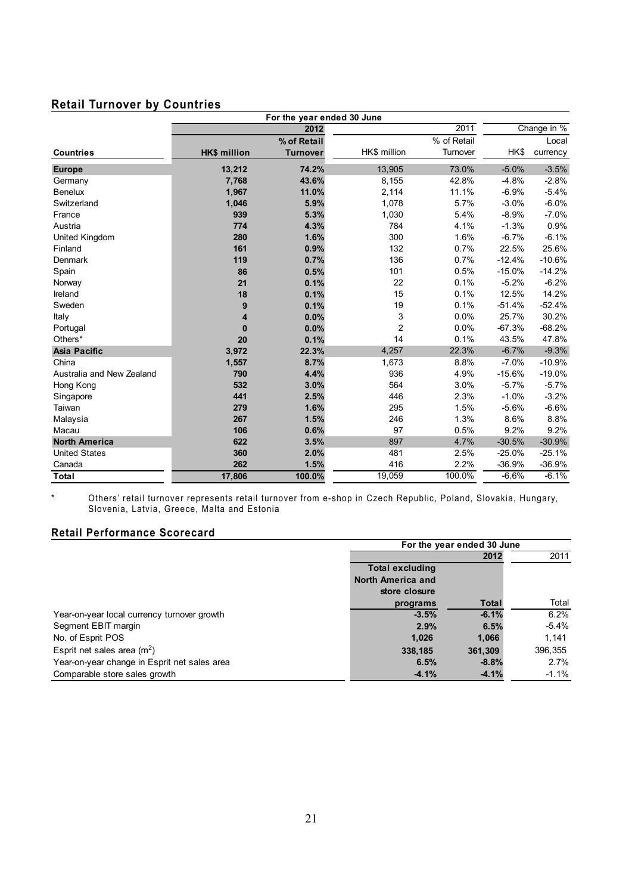## Retail Turnover by Countries

| | For the year ended 30 June | | | | | |
|---|---|---|---|---|---|---|
| | 2012 | | 2011 | | Change in % | |
| Countries | HK$ million | % of Retail Turnover | HK$ million | % of Retail Turnover | HK$ | Local currency |
| **Europe** | **13,212** | **74.2%** | 13,905 | 73.0% | -5.0% | -3.5% |
| Germany | **7,768** | **43.6%** | 8,155 | 42.8% | -4.8% | -2.8% |
| Benelux | **1,967** | **11.0%** | 2,114 | 11.1% | -6.9% | -5.4% |
| Switzerland | **1,046** | **5.9%** | 1,078 | 5.7% | -3.0% | -6.0% |
| France | **939** | **5.3%** | 1,030 | 5.4% | -8.9% | -7.0% |
| Austria | **774** | **4.3%** | 784 | 4.1% | -1.3% | 0.9% |
| United Kingdom | **280** | **1.6%** | 300 | 1.6% | -6.7% | -6.1% |
| Finland | **161** | **0.9%** | 132 | 0.7% | 22.5% | 25.6% |
| Denmark | **119** | **0.7%** | 136 | 0.7% | -12.4% | -10.6% |
| Spain | **86** | **0.5%** | 101 | 0.5% | -15.0% | -14.2% |
| Norway | **21** | **0.1%** | 22 | 0.1% | -5.2% | -6.2% |
| Ireland | **18** | **0.1%** | 15 | 0.1% | 12.5% | 14.2% |
| Sweden | **9** | **0.1%** | 19 | 0.1% | -51.4% | -52.4% |
| Italy | **4** | **0.0%** | 3 | 0.0% | 25.7% | 30.2% |
| Portugal | **0** | **0.0%** | 2 | 0.0% | -67.3% | -68.2% |
| Others* | **20** | **0.1%** | 14 | 0.1% | 43.5% | 47.8% |
| **Asia Pacific** | **3,972** | **22.3%** | 4,257 | 22.3% | -6.7% | -9.3% |
| China | **1,557** | **8.7%** | 1,673 | 8.8% | -7.0% | -10.9% |
| Australia and New Zealand | **790** | **4.4%** | 936 | 4.9% | -15.6% | -19.0% |
| Hong Kong | **532** | **3.0%** | 564 | 3.0% | -5.7% | -5.7% |
| Singapore | **441** | **2.5%** | 446 | 2.3% | -1.0% | -3.2% |
| Taiwan | **279** | **1.6%** | 295 | 1.5% | -5.6% | -6.6% |
| Malaysia | **267** | **1.5%** | 246 | 1.3% | 8.6% | 8.8% |
| Macau | **106** | **0.6%** | 97 | 0.5% | 9.2% | 9.2% |
| **North America** | **622** | **3.5%** | 897 | 4.7% | -30.5% | -30.9% |
| United States | **360** | **2.0%** | 481 | 2.5% | -25.0% | -25.1% |
| Canada | **262** | **1.5%** | 416 | 2.2% | -36.9% | -36.9% |
| **Total** | **17,806** | **100.0%** | 19,059 | 100.0% | -6.6% | -6.1% |

\* Others' retail turnover represents retail turnover from e-shop in Czech Republic, Poland, Slovakia, Hungary, Slovenia, Latvia, Greece, Malta and Estonia

## Retail Performance Scorecard

| | For the year ended 30 June | | |
|---|---|---|---|
| | 2012 | | 2011 |
| | Total excluding North America and store closure programs | Total | Total |
| Year-on-year local currency turnover growth | **-3.5%** | **-6.1%** | 6.2% |
| Segment EBIT margin | **2.9%** | **6.5%** | -5.4% |
| No. of Esprit POS | **1,026** | **1,066** | 1,141 |
| Esprit net sales area ($m^2$) | **338,185** | **361,309** | 396,355 |
| Year-on-year change in Esprit net sales area | **6.5%** | **-8.8%** | 2.7% |
| Comparable store sales growth | **-4.1%** | **-4.1%** | -1.1% |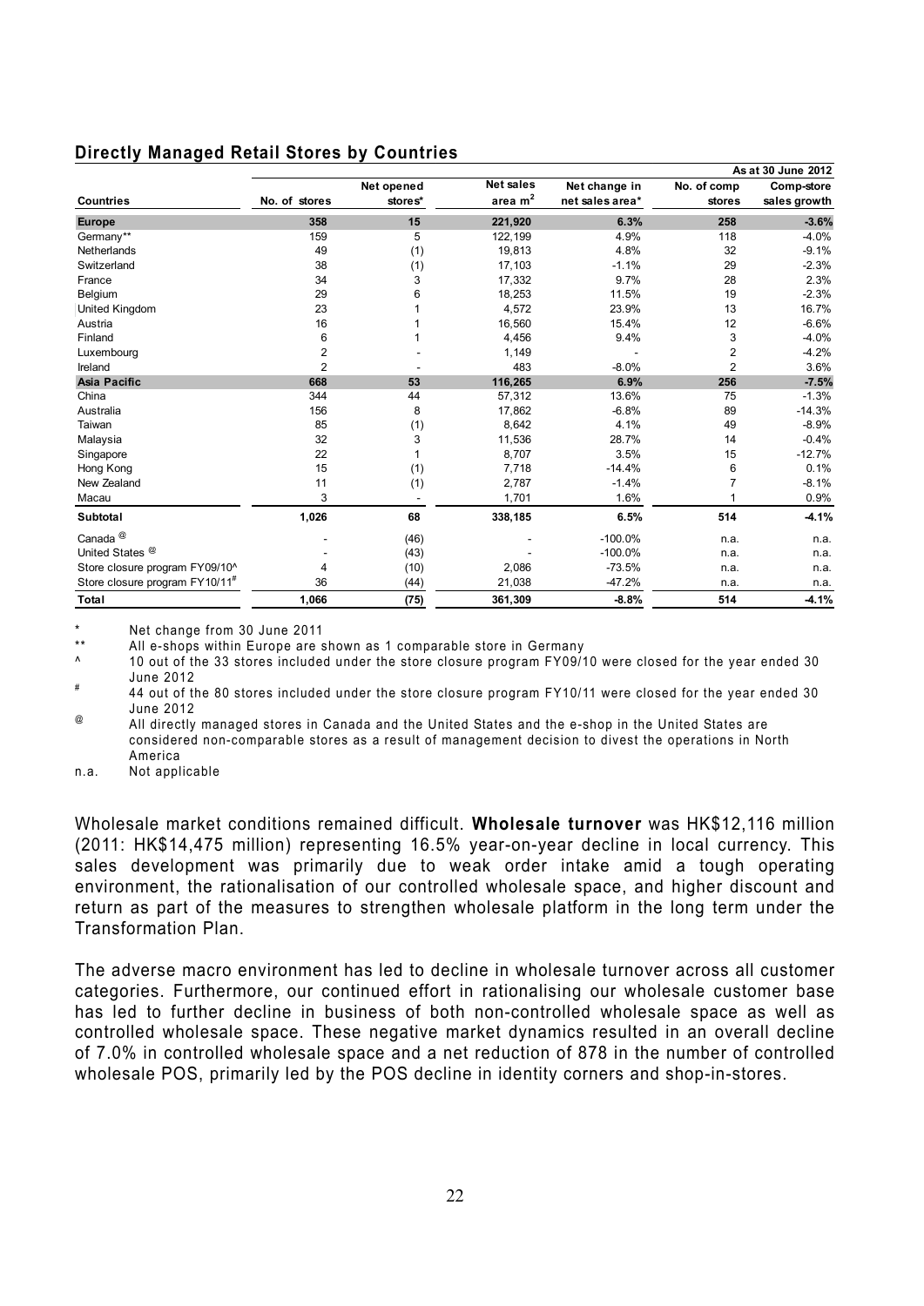## Directly Managed Retail Stores by Countries

| | | | | | | As at 30 June 2012 |
|---|---|---|---|---|---|---|
| **Countries** | **No. of stores** | **Net opened stores*** | **Net sales area $m^2$** | **Net change in net sales area*** | **No. of comp stores** | **Comp-store sales growth** |
| **Europe** | **358** | **15** | **221,920** | **6.3%** | **258** | **-3.6%** |
| Germany** | 159 | 5 | 122,199 | 4.9% | 118 | -4.0% |
| Netherlands | 49 | (1) | 19,813 | 4.8% | 32 | -9.1% |
| Switzerland | 38 | (1) | 17,103 | -1.1% | 29 | -2.3% |
| France | 34 | 3 | 17,332 | 9.7% | 28 | 2.3% |
| Belgium | 29 | 6 | 18,253 | 11.5% | 19 | -2.3% |
| United Kingdom | 23 | 1 | 4,572 | 23.9% | 13 | 16.7% |
| Austria | 16 | 1 | 16,560 | 15.4% | 12 | -6.6% |
| Finland | 6 | 1 | 4,456 | 9.4% | 3 | -4.0% |
| Luxembourg | 2 | - | 1,149 | - | 2 | -4.2% |
| Ireland | 2 | - | 483 | -8.0% | 2 | 3.6% |
| **Asia Pacific** | **668** | **53** | **116,265** | **6.9%** | **256** | **-7.5%** |
| China | 344 | 44 | 57,312 | 13.6% | 75 | -1.3% |
| Australia | 156 | 8 | 17,862 | -6.8% | 89 | -14.3% |
| Taiwan | 85 | (1) | 8,642 | 4.1% | 49 | -8.9% |
| Malaysia | 32 | 3 | 11,536 | 28.7% | 14 | -0.4% |
| Singapore | 22 | 1 | 8,707 | 3.5% | 15 | -12.7% |
| Hong Kong | 15 | (1) | 7,718 | -14.4% | 6 | 0.1% |
| New Zealand | 11 | (1) | 2,787 | -1.4% | 7 | -8.1% |
| Macau | 3 | - | 1,701 | 1.6% | 1 | 0.9% |
| **Subtotal** | **1,026** | **68** | **338,185** | **6.5%** | **514** | **-4.1%** |
| Canada @ | - | (46) | - | -100.0% | n.a. | n.a. |
| United States @ | - | (43) | - | -100.0% | n.a. | n.a. |
| Store closure program FY09/10^ | 4 | (10) | 2,086 | -73.5% | n.a. | n.a. |
| Store closure program FY10/11# | 36 | (44) | 21,038 | -47.2% | n.a. | n.a. |
| **Total** | **1,066** | **(75)** | **361,309** | **-8.8%** | **514** | **-4.1%** |

\* Net change from 30 June 2011

\*\* All e-shops within Europe are shown as 1 comparable store in Germany

^ 10 out of the 33 stores included under the store closure program FY09/10 were closed for the year ended 30 June 2012

\# 44 out of the 80 stores included under the store closure program FY10/11 were closed for the year ended 30 June 2012

@ All directly managed stores in Canada and the United States and the e-shop in the United States are considered non-comparable stores as a result of management decision to divest the operations in North America

n.a. Not applicable

Wholesale market conditions remained difficult. **Wholesale turnover** was HK$12,116 million (2011: HK$14,475 million) representing 16.5% year-on-year decline in local currency. This sales development was primarily due to weak order intake amid a tough operating environment, the rationalisation of our controlled wholesale space, and higher discount and return as part of the measures to strengthen wholesale platform in the long term under the Transformation Plan.

The adverse macro environment has led to decline in wholesale turnover across all customer categories. Furthermore, our continued effort in rationalising our wholesale customer base has led to further decline in business of both non-controlled wholesale space as well as controlled wholesale space. These negative market dynamics resulted in an overall decline of 7.0% in controlled wholesale space and a net reduction of 878 in the number of controlled wholesale POS, primarily led by the POS decline in identity corners and shop-in-stores.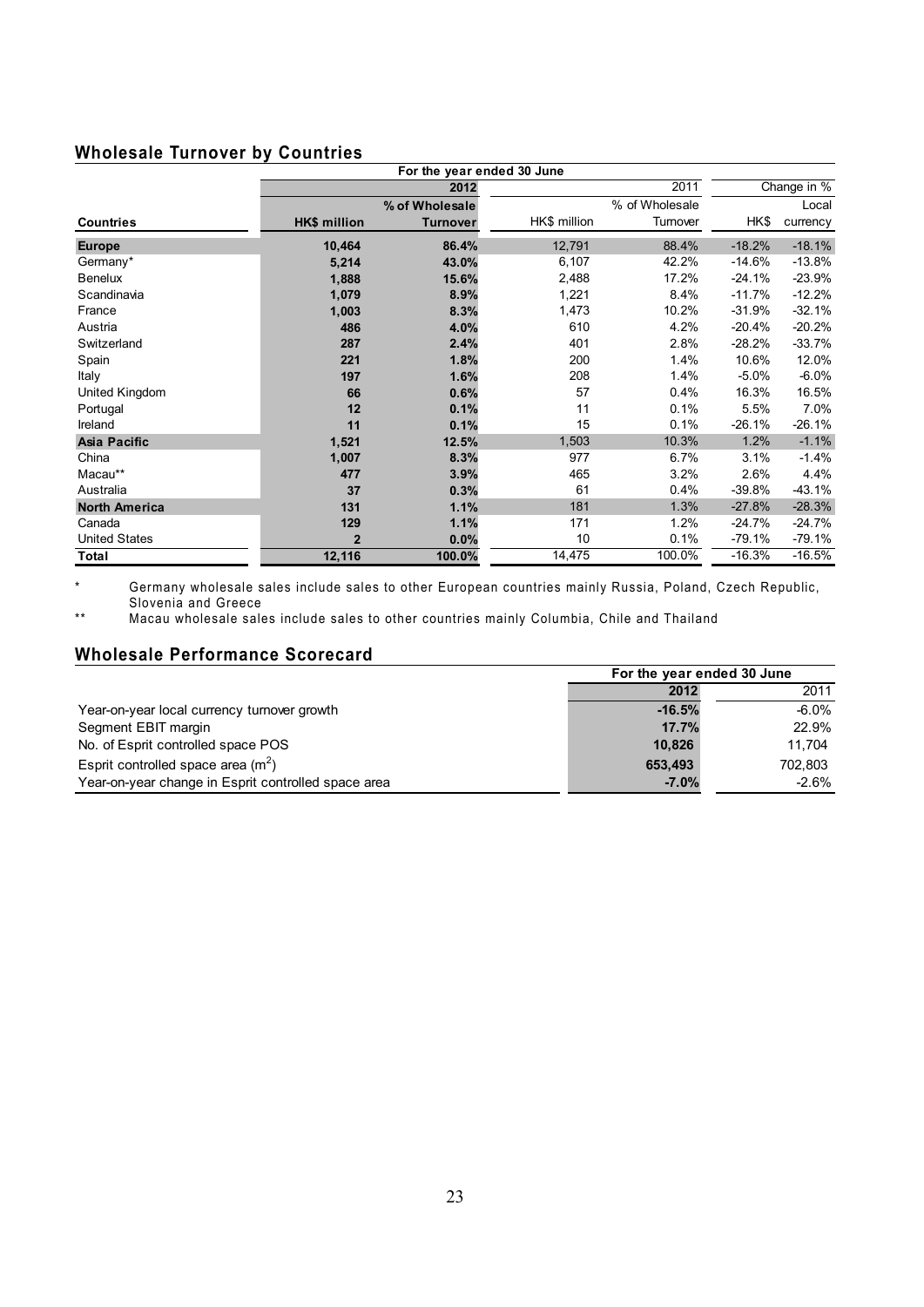## Wholesale Turnover by Countries

| | For the year ended 30 June | | | | | |
|---|---|---|---|---|---|---|
| | 2012 | | 2011 | | Change in % | |
| Countries | HK$ million | % of Wholesale Turnover | HK$ million | % of Wholesale Turnover | HK$ | Local currency |
| **Europe** | **10,464** | **86.4%** | 12,791 | 88.4% | -18.2% | -18.1% |
| Germany* | **5,214** | **43.0%** | 6,107 | 42.2% | -14.6% | -13.8% |
| Benelux | **1,888** | **15.6%** | 2,488 | 17.2% | -24.1% | -23.9% |
| Scandinavia | **1,079** | **8.9%** | 1,221 | 8.4% | -11.7% | -12.2% |
| France | **1,003** | **8.3%** | 1,473 | 10.2% | -31.9% | -32.1% |
| Austria | **486** | **4.0%** | 610 | 4.2% | -20.4% | -20.2% |
| Switzerland | **287** | **2.4%** | 401 | 2.8% | -28.2% | -33.7% |
| Spain | **221** | **1.8%** | 200 | 1.4% | 10.6% | 12.0% |
| Italy | **197** | **1.6%** | 208 | 1.4% | -5.0% | -6.0% |
| United Kingdom | **66** | **0.6%** | 57 | 0.4% | 16.3% | 16.5% |
| Portugal | **12** | **0.1%** | 11 | 0.1% | 5.5% | 7.0% |
| Ireland | **11** | **0.1%** | 15 | 0.1% | -26.1% | -26.1% |
| **Asia Pacific** | **1,521** | **12.5%** | 1,503 | 10.3% | 1.2% | -1.1% |
| China | **1,007** | **8.3%** | 977 | 6.7% | 3.1% | -1.4% |
| Macau** | **477** | **3.9%** | 465 | 3.2% | 2.6% | 4.4% |
| Australia | **37** | **0.3%** | 61 | 0.4% | -39.8% | -43.1% |
| **North America** | **131** | **1.1%** | 181 | 1.3% | -27.8% | -28.3% |
| Canada | **129** | **1.1%** | 171 | 1.2% | -24.7% | -24.7% |
| United States | **2** | **0.0%** | 10 | 0.1% | -79.1% | -79.1% |
| **Total** | **12,116** | **100.0%** | 14,475 | 100.0% | -16.3% | -16.5% |

\* Germany wholesale sales include sales to other European countries mainly Russia, Poland, Czech Republic, Slovenia and Greece

\*\* Macau wholesale sales include sales to other countries mainly Columbia, Chile and Thailand

## Wholesale Performance Scorecard

| | For the year ended 30 June | |
|---|---|---|
| | 2012 | 2011 |
| Year-on-year local currency turnover growth | **-16.5%** | -6.0% |
| Segment EBIT margin | **17.7%** | 22.9% |
| No. of Esprit controlled space POS | **10,826** | 11,704 |
| Esprit controlled space area ($m^2$) | **653,493** | 702,803 |
| Year-on-year change in Esprit controlled space area | **-7.0%** | -2.6% |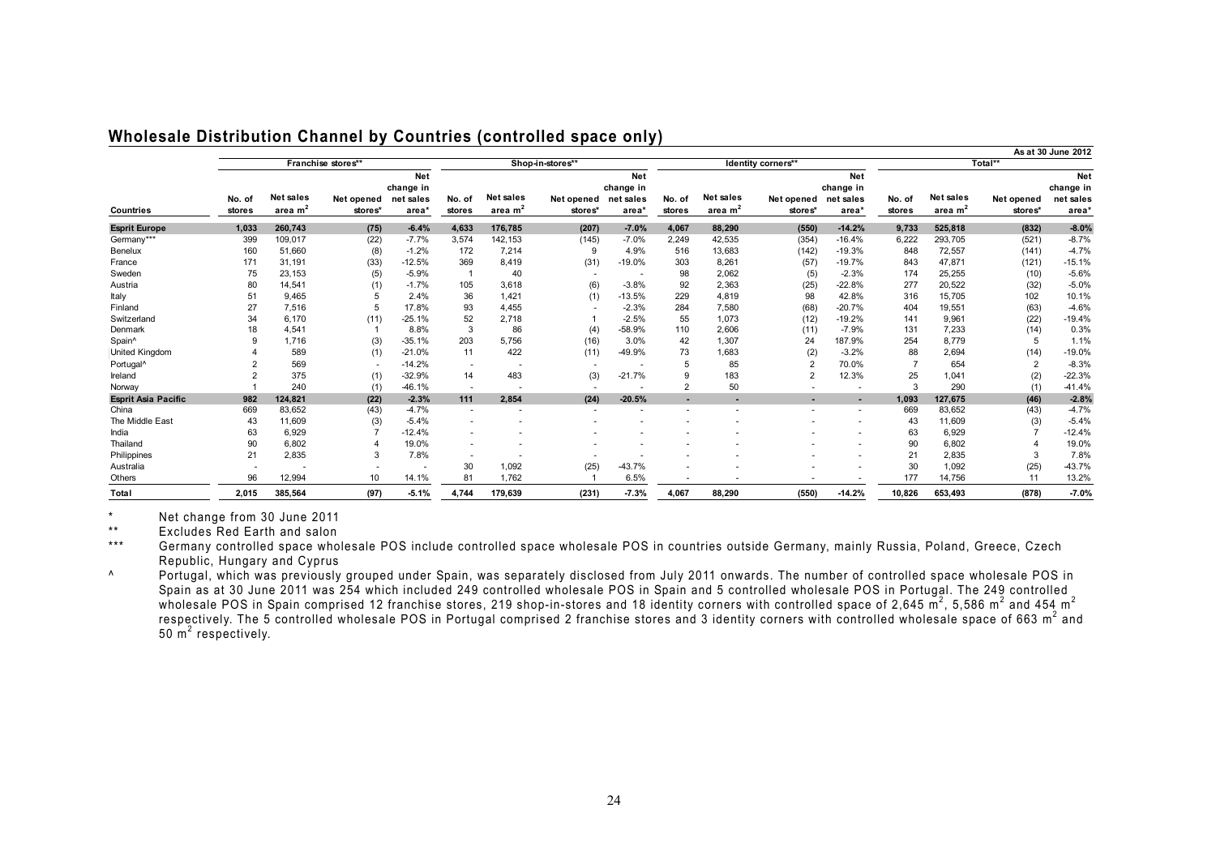## Wholesale Distribution Channel by Countries (controlled space only)

As at 30 June 2012

| | Franchise stores** | | | | Shop-in-stores** | | | | Identity corners** | | | | Total** | | | |
|---|---|---|---|---|---|---|---|---|---|---|---|---|---|---|---|---|
| Countries | No. of stores | Net sales area $m^2$ | Net opened stores* | Net change in net sales area* | No. of stores | Net sales area $m^2$ | Net opened stores* | Net change in net sales area* | No. of stores | Net sales area $m^2$ | Net opened stores* | Net change in net sales area* | No. of stores | Net sales area $m^2$ | Net opened stores* | Net change in net sales area* |
| **Esprit Europe** | **1,033** | **260,743** | **(75)** | **-6.4%** | **4,633** | **176,785** | **(207)** | **-7.0%** | **4,067** | **88,290** | **(550)** | **-14.2%** | **9,733** | **525,818** | **(832)** | **-8.0%** |
| Germany*** | 399 | 109,017 | (22) | -7.7% | 3,574 | 142,153 | (145) | -7.0% | 2,249 | 42,535 | (354) | -16.4% | 6,222 | 293,705 | (521) | -8.7% |
| Benelux | 160 | 51,660 | (8) | -1.2% | 172 | 7,214 | 9 | 4.9% | 516 | 13,683 | (142) | -19.3% | 848 | 72,557 | (141) | -4.7% |
| France | 171 | 31,191 | (33) | -12.5% | 369 | 8,419 | (31) | -19.0% | 303 | 8,261 | (57) | -19.7% | 843 | 47,871 | (121) | -15.1% |
| Sweden | 75 | 23,153 | (5) | -5.9% | 1 | 40 | - | - | 98 | 2,062 | (5) | -2.3% | 174 | 25,255 | (10) | -5.6% |
| Austria | 80 | 14,541 | (1) | -1.7% | 105 | 3,618 | (6) | -3.8% | 92 | 2,363 | (25) | -22.8% | 277 | 20,522 | (32) | -5.0% |
| Italy | 51 | 9,465 | 5 | 2.4% | 36 | 1,421 | (1) | -13.5% | 229 | 4,819 | 98 | 42.8% | 316 | 15,705 | 102 | 10.1% |
| Finland | 27 | 7,516 | 5 | 17.8% | 93 | 4,455 | - | -2.3% | 284 | 7,580 | (68) | -20.7% | 404 | 19,551 | (63) | -4.6% |
| Switzerland | 34 | 6,170 | (11) | -25.1% | 52 | 2,718 | 1 | -2.5% | 55 | 1,073 | (12) | -19.2% | 141 | 9,961 | (22) | -19.4% |
| Denmark | 18 | 4,541 | 1 | 8.8% | 3 | 86 | (4) | -58.9% | 110 | 2,606 | (11) | -7.9% | 131 | 7,233 | (14) | 0.3% |
| Spain^ | 9 | 1,716 | (3) | -35.1% | 203 | 5,756 | (16) | 3.0% | 42 | 1,307 | 24 | 187.9% | 254 | 8,779 | 5 | 1.1% |
| United Kingdom | 4 | 589 | (1) | -21.0% | 11 | 422 | (11) | -49.9% | 73 | 1,683 | (2) | -3.2% | 88 | 2,694 | (14) | -19.0% |
| Portugal^ | 2 | 569 | - | -14.2% | - | - | - | - | 5 | 85 | 2 | 70.0% | 7 | 654 | 2 | -8.3% |
| Ireland | 2 | 375 | (1) | -32.9% | 14 | 483 | (3) | -21.7% | 9 | 183 | 2 | 12.3% | 25 | 1,041 | (2) | -22.3% |
| Norway | 1 | 240 | (1) | -46.1% | - | - | - | - | 2 | 50 | - | - | 3 | 290 | (1) | -41.4% |
| **Esprit Asia Pacific** | **982** | **124,821** | **(22)** | **-2.3%** | **111** | **2,854** | **(24)** | **-20.5%** | **-** | **-** | **-** | **-** | **1,093** | **127,675** | **(46)** | **-2.8%** |
| China | 669 | 83,652 | (43) | -4.7% | - | - | - | - | - | - | - | - | 669 | 83,652 | (43) | -4.7% |
| The Middle East | 43 | 11,609 | (3) | -5.4% | - | - | - | - | - | - | - | - | 43 | 11,609 | (3) | -5.4% |
| India | 63 | 6,929 | 7 | -12.4% | - | - | - | - | - | - | - | - | 63 | 6,929 | 7 | -12.4% |
| Thailand | 90 | 6,802 | 4 | 19.0% | - | - | - | - | - | - | - | - | 90 | 6,802 | 4 | 19.0% |
| Philippines | 21 | 2,835 | 3 | 7.8% | - | - | - | - | - | - | - | - | 21 | 2,835 | 3 | 7.8% |
| Australia | - | - | - | - | 30 | 1,092 | (25) | -43.7% | - | - | - | - | 30 | 1,092 | (25) | -43.7% |
| Others | 96 | 12,994 | 10 | 14.1% | 81 | 1,762 | 1 | 6.5% | - | - | - | - | 177 | 14,756 | 11 | 13.2% |
| **Total** | **2,015** | **385,564** | **(97)** | **-5.1%** | **4,744** | **179,639** | **(231)** | **-7.3%** | **4,067** | **88,290** | **(550)** | **-14.2%** | **10,826** | **653,493** | **(878)** | **-7.0%** |

\* Net change from 30 June 2011

\*\* Excludes Red Earth and salon

\*\*\* Germany controlled space wholesale POS include controlled space wholesale POS in countries outside Germany, mainly Russia, Poland, Greece, Czech Republic, Hungary and Cyprus

^ Portugal, which was previously grouped under Spain, was separately disclosed from July 2011 onwards. The number of controlled space wholesale POS in Spain as at 30 June 2011 was 254 which included 249 controlled wholesale POS in Spain and 5 controlled wholesale POS in Portugal. The 249 controlled wholesale POS in Spain comprised 12 franchise stores, 219 shop-in-stores and 18 identity corners with controlled space of 2,645 $m^2$, 5,586 $m^2$ and 454 $m^2$ respectively. The 5 controlled wholesale POS in Portugal comprised 2 franchise stores and 3 identity corners with controlled wholesale space of 663 $m^2$ and 50 $m^2$ respectively.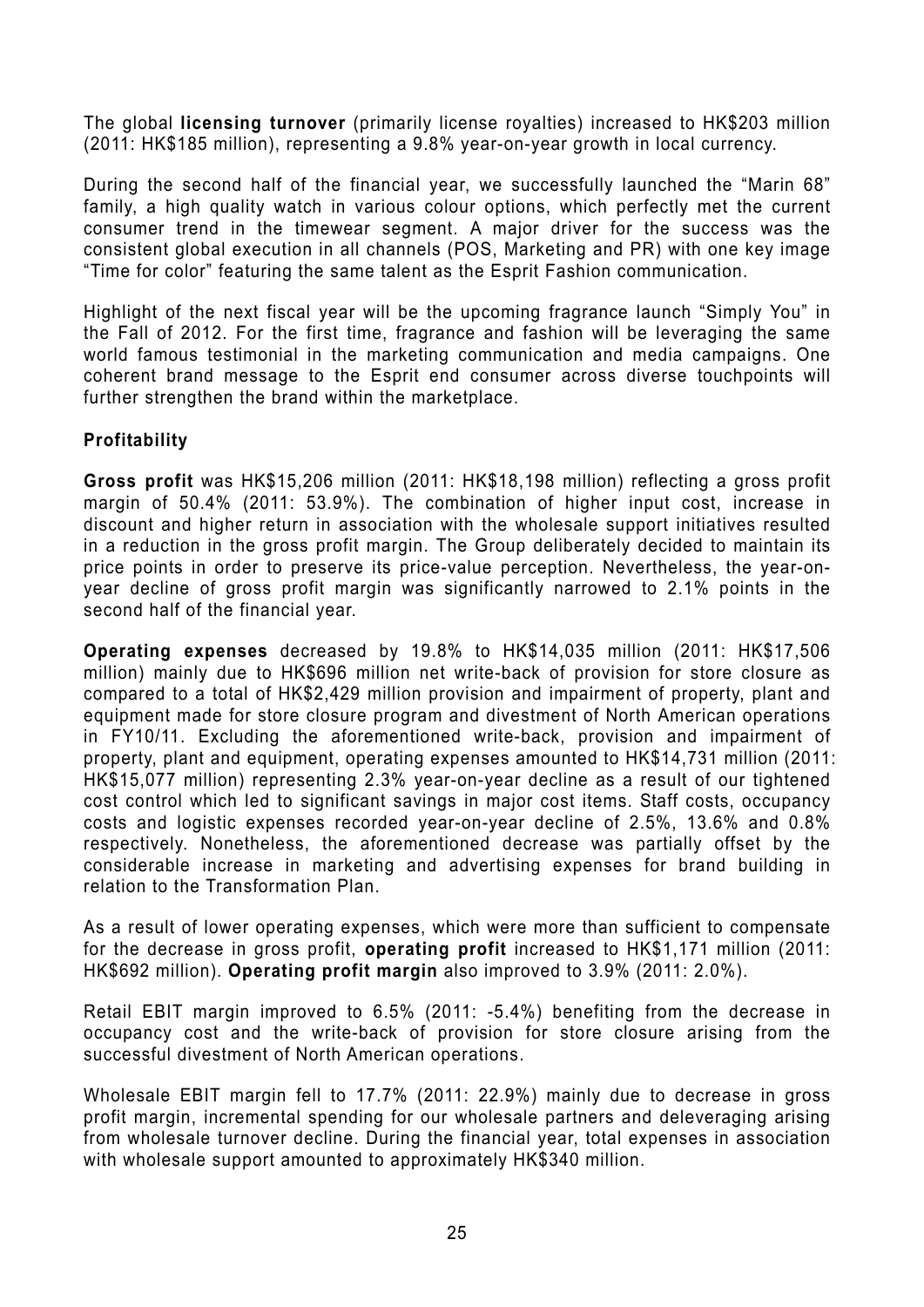The global **licensing turnover** (primarily license royalties) increased to HK$203 million (2011: HK$185 million), representing a 9.8% year-on-year growth in local currency.

During the second half of the financial year, we successfully launched the "Marin 68" family, a high quality watch in various colour options, which perfectly met the current consumer trend in the timewear segment. A major driver for the success was the consistent global execution in all channels (POS, Marketing and PR) with one key image "Time for color" featuring the same talent as the Esprit Fashion communication.

Highlight of the next fiscal year will be the upcoming fragrance launch "Simply You" in the Fall of 2012. For the first time, fragrance and fashion will be leveraging the same world famous testimonial in the marketing communication and media campaigns. One coherent brand message to the Esprit end consumer across diverse touchpoints will further strengthen the brand within the marketplace.

**Profitability**

**Gross profit** was HK$15,206 million (2011: HK$18,198 million) reflecting a gross profit margin of 50.4% (2011: 53.9%). The combination of higher input cost, increase in discount and higher return in association with the wholesale support initiatives resulted in a reduction in the gross profit margin. The Group deliberately decided to maintain its price points in order to preserve its price-value perception. Nevertheless, the year-on-year decline of gross profit margin was significantly narrowed to 2.1% points in the second half of the financial year.

**Operating expenses** decreased by 19.8% to HK$14,035 million (2011: HK$17,506 million) mainly due to HK$696 million net write-back of provision for store closure as compared to a total of HK$2,429 million provision and impairment of property, plant and equipment made for store closure program and divestment of North American operations in FY10/11. Excluding the aforementioned write-back, provision and impairment of property, plant and equipment, operating expenses amounted to HK$14,731 million (2011: HK$15,077 million) representing 2.3% year-on-year decline as a result of our tightened cost control which led to significant savings in major cost items. Staff costs, occupancy costs and logistic expenses recorded year-on-year decline of 2.5%, 13.6% and 0.8% respectively. Nonetheless, the aforementioned decrease was partially offset by the considerable increase in marketing and advertising expenses for brand building in relation to the Transformation Plan.

As a result of lower operating expenses, which were more than sufficient to compensate for the decrease in gross profit, **operating profit** increased to HK$1,171 million (2011: HK$692 million). **Operating profit margin** also improved to 3.9% (2011: 2.0%).

Retail EBIT margin improved to 6.5% (2011: -5.4%) benefiting from the decrease in occupancy cost and the write-back of provision for store closure arising from the successful divestment of North American operations.

Wholesale EBIT margin fell to 17.7% (2011: 22.9%) mainly due to decrease in gross profit margin, incremental spending for our wholesale partners and deleveraging arising from wholesale turnover decline. During the financial year, total expenses in association with wholesale support amounted to approximately HK$340 million.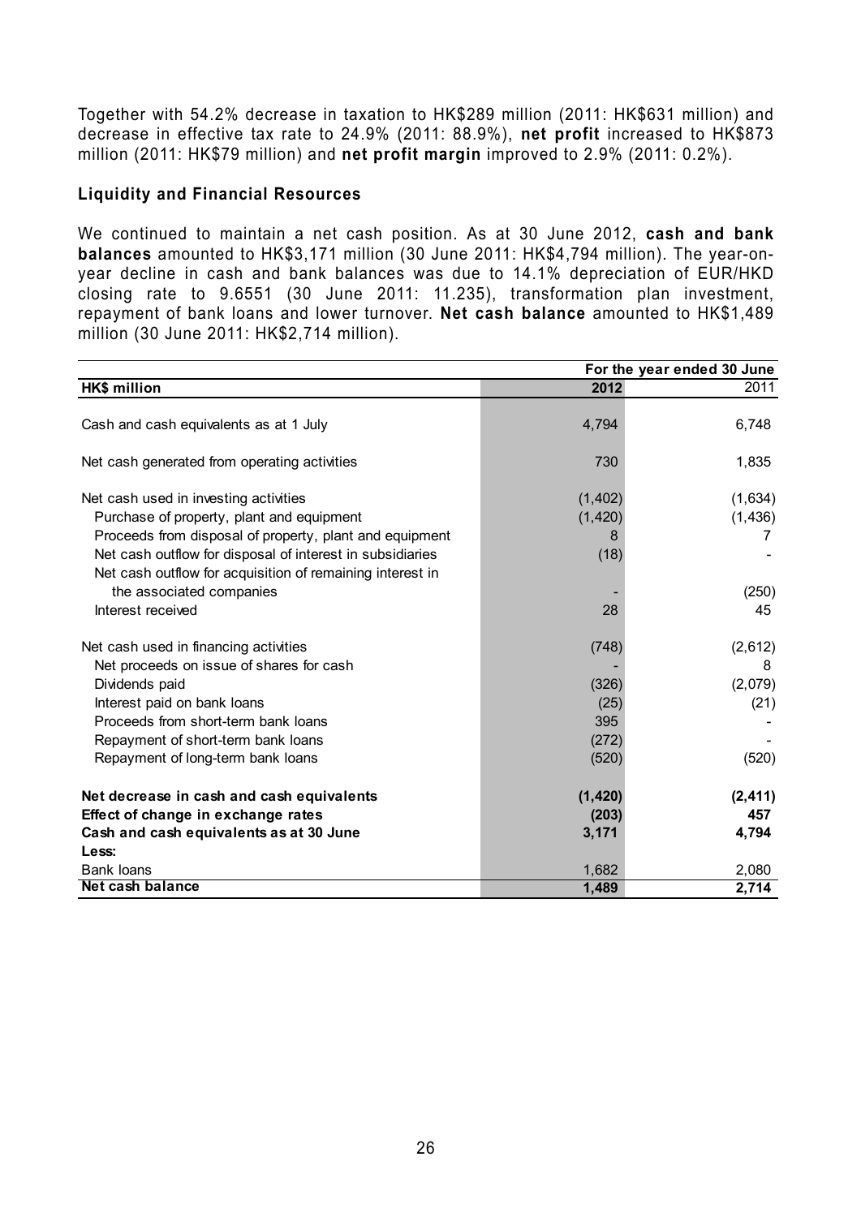Together with 54.2% decrease in taxation to HK$289 million (2011: HK$631 million) and decrease in effective tax rate to 24.9% (2011: 88.9%), **net profit** increased to HK$873 million (2011: HK$79 million) and **net profit margin** improved to 2.9% (2011: 0.2%).

### Liquidity and Financial Resources

We continued to maintain a net cash position. As at 30 June 2012, **cash and bank balances** amounted to HK$3,171 million (30 June 2011: HK$4,794 million). The year-on-year decline in cash and bank balances was due to 14.1% depreciation of EUR/HKD closing rate to 9.6551 (30 June 2011: 11.235), transformation plan investment, repayment of bank loans and lower turnover. **Net cash balance** amounted to HK$1,489 million (30 June 2011: HK$2,714 million).

| | For the year ended 30 June | |
|---|---|---|
| **HK$ million** | **2012** | 2011 |
| Cash and cash equivalents as at 1 July | 4,794 | 6,748 |
| Net cash generated from operating activities | 730 | 1,835 |
| Net cash used in investing activities | (1,402) | (1,634) |
| Purchase of property, plant and equipment | (1,420) | (1,436) |
| Proceeds from disposal of property, plant and equipment | 8 | 7 |
| Net cash outflow for disposal of interest in subsidiaries | (18) | - |
| Net cash outflow for acquisition of remaining interest in the associated companies | - | (250) |
| Interest received | 28 | 45 |
| Net cash used in financing activities | (748) | (2,612) |
| Net proceeds on issue of shares for cash | - | 8 |
| Dividends paid | (326) | (2,079) |
| Interest paid on bank loans | (25) | (21) |
| Proceeds from short-term bank loans | 395 | - |
| Repayment of short-term bank loans | (272) | - |
| Repayment of long-term bank loans | (520) | (520) |
| **Net decrease in cash and cash equivalents** | **(1,420)** | **(2,411)** |
| **Effect of change in exchange rates** | **(203)** | **457** |
| **Cash and cash equivalents as at 30 June** | **3,171** | **4,794** |
| **Less:** | | |
| Bank loans | 1,682 | 2,080 |
| **Net cash balance** | **1,489** | **2,714** |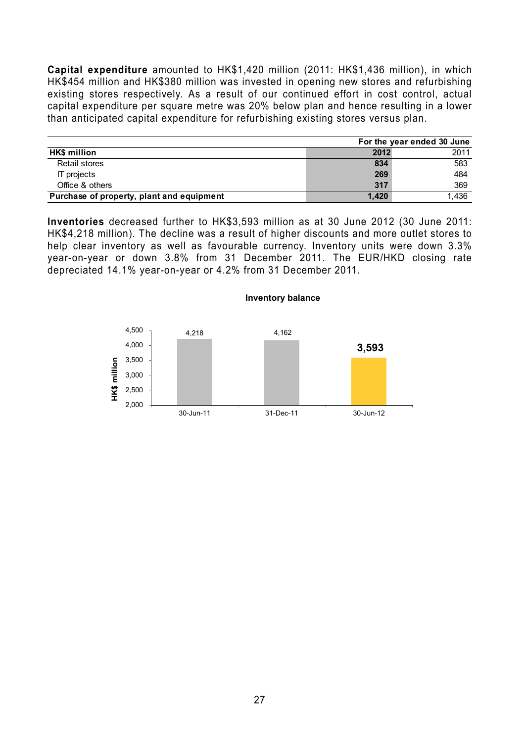**Capital expenditure** amounted to HK$1,420 million (2011: HK$1,436 million), in which HK$454 million and HK$380 million was invested in opening new stores and refurbishing existing stores respectively. As a result of our continued effort in cost control, actual capital expenditure per square metre was 20% below plan and hence resulting in a lower than anticipated capital expenditure for refurbishing existing stores versus plan.

| | For the year ended 30 June | |
|---|---|---|
| **HK$ million** | **2012** | 2011 |
| Retail stores | **834** | 583 |
| IT projects | **269** | 484 |
| Office & others | **317** | 369 |
| **Purchase of property, plant and equipment** | **1,420** | 1,436 |

**Inventories** decreased further to HK$3,593 million as at 30 June 2012 (30 June 2011: HK$4,218 million). The decline was a result of higher discounts and more outlet stores to help clear inventory as well as favourable currency. Inventory units were down 3.3% year-on-year or down 3.8% from 31 December 2011. The EUR/HKD closing rate depreciated 14.1% year-on-year or 4.2% from 31 December 2011.

**Inventory balance**

| HK$ million | 30-Jun-11 | 31-Dec-11 | 30-Jun-12 |
|---|---|---|---|
| Inventory balance | 4,218 | 4,162 | **3,593** |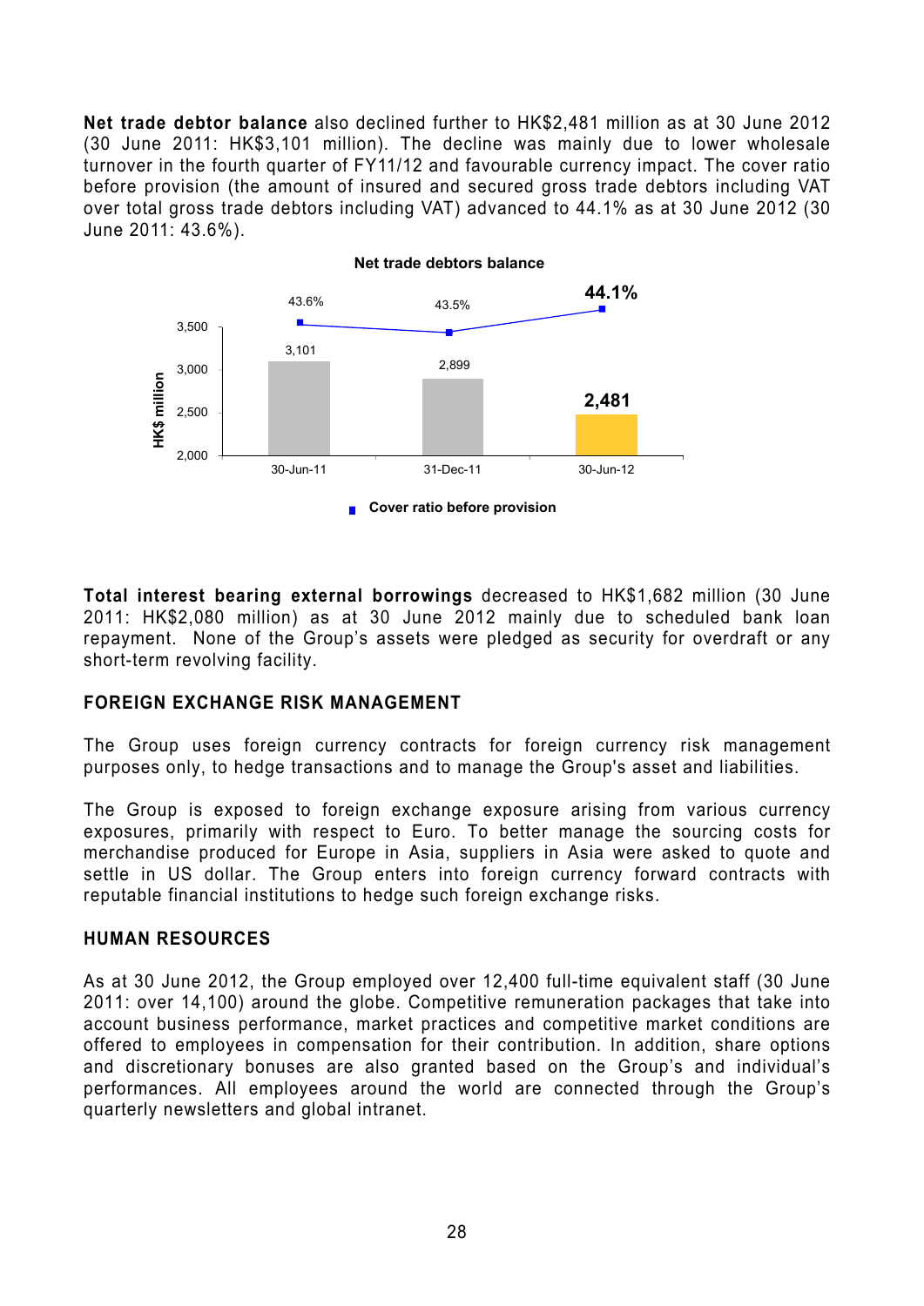**Net trade debtor balance** also declined further to HK$2,481 million as at 30 June 2012 (30 June 2011: HK$3,101 million). The decline was mainly due to lower wholesale turnover in the fourth quarter of FY11/12 and favourable currency impact. The cover ratio before provision (the amount of insured and secured gross trade debtors including VAT over total gross trade debtors including VAT) advanced to 44.1% as at 30 June 2012 (30 June 2011: 43.6%).

**Net trade debtors balance**

| | 30-Jun-11 | 31-Dec-11 | 30-Jun-12 |
|---|---|---|---|
| Net trade debtors balance (HK$ million) | 3,101 | 2,899 | 2,481 |
| Cover ratio before provision | 43.6% | 43.5% | 44.1% |

**Total interest bearing external borrowings** decreased to HK$1,682 million (30 June 2011: HK$2,080 million) as at 30 June 2012 mainly due to scheduled bank loan repayment. None of the Group's assets were pledged as security for overdraft or any short-term revolving facility.

## FOREIGN EXCHANGE RISK MANAGEMENT

The Group uses foreign currency contracts for foreign currency risk management purposes only, to hedge transactions and to manage the Group's asset and liabilities.

The Group is exposed to foreign exchange exposure arising from various currency exposures, primarily with respect to Euro. To better manage the sourcing costs for merchandise produced for Europe in Asia, suppliers in Asia were asked to quote and settle in US dollar. The Group enters into foreign currency forward contracts with reputable financial institutions to hedge such foreign exchange risks.

## HUMAN RESOURCES

As at 30 June 2012, the Group employed over 12,400 full-time equivalent staff (30 June 2011: over 14,100) around the globe. Competitive remuneration packages that take into account business performance, market practices and competitive market conditions are offered to employees in compensation for their contribution. In addition, share options and discretionary bonuses are also granted based on the Group's and individual's performances. All employees around the world are connected through the Group's quarterly newsletters and global intranet.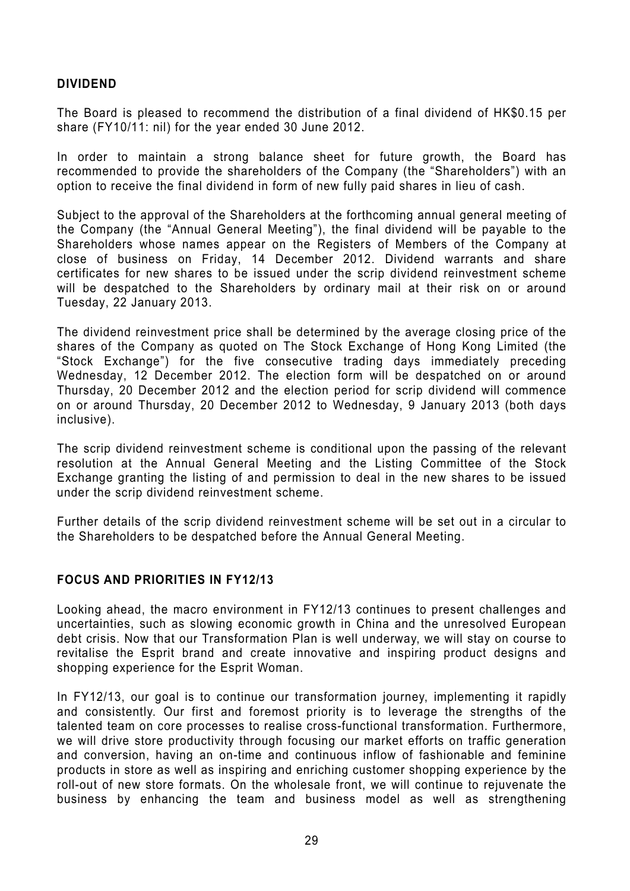## DIVIDEND

The Board is pleased to recommend the distribution of a final dividend of HK$0.15 per share (FY10/11: nil) for the year ended 30 June 2012.

In order to maintain a strong balance sheet for future growth, the Board has recommended to provide the shareholders of the Company (the "Shareholders") with an option to receive the final dividend in form of new fully paid shares in lieu of cash.

Subject to the approval of the Shareholders at the forthcoming annual general meeting of the Company (the "Annual General Meeting"), the final dividend will be payable to the Shareholders whose names appear on the Registers of Members of the Company at close of business on Friday, 14 December 2012. Dividend warrants and share certificates for new shares to be issued under the scrip dividend reinvestment scheme will be despatched to the Shareholders by ordinary mail at their risk on or around Tuesday, 22 January 2013.

The dividend reinvestment price shall be determined by the average closing price of the shares of the Company as quoted on The Stock Exchange of Hong Kong Limited (the "Stock Exchange") for the five consecutive trading days immediately preceding Wednesday, 12 December 2012. The election form will be despatched on or around Thursday, 20 December 2012 and the election period for scrip dividend will commence on or around Thursday, 20 December 2012 to Wednesday, 9 January 2013 (both days inclusive).

The scrip dividend reinvestment scheme is conditional upon the passing of the relevant resolution at the Annual General Meeting and the Listing Committee of the Stock Exchange granting the listing of and permission to deal in the new shares to be issued under the scrip dividend reinvestment scheme.

Further details of the scrip dividend reinvestment scheme will be set out in a circular to the Shareholders to be despatched before the Annual General Meeting.

## FOCUS AND PRIORITIES IN FY12/13

Looking ahead, the macro environment in FY12/13 continues to present challenges and uncertainties, such as slowing economic growth in China and the unresolved European debt crisis. Now that our Transformation Plan is well underway, we will stay on course to revitalise the Esprit brand and create innovative and inspiring product designs and shopping experience for the Esprit Woman.

In FY12/13, our goal is to continue our transformation journey, implementing it rapidly and consistently. Our first and foremost priority is to leverage the strengths of the talented team on core processes to realise cross-functional transformation. Furthermore, we will drive store productivity through focusing our market efforts on traffic generation and conversion, having an on-time and continuous inflow of fashionable and feminine products in store as well as inspiring and enriching customer shopping experience by the roll-out of new store formats. On the wholesale front, we will continue to rejuvenate the business by enhancing the team and business model as well as strengthening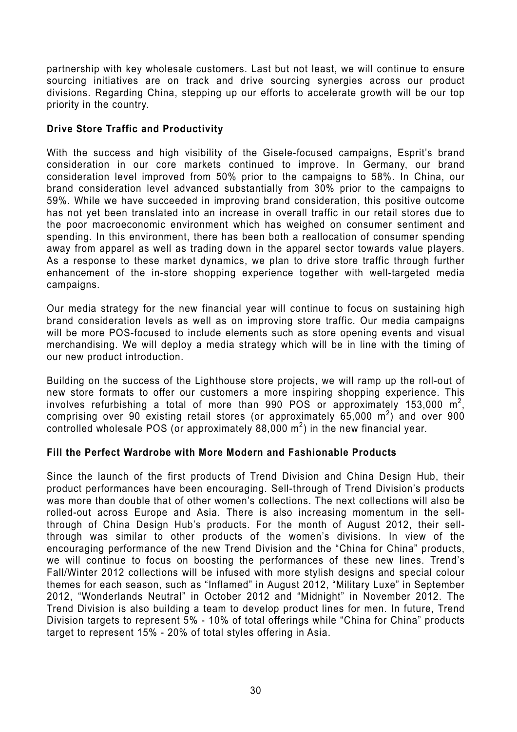partnership with key wholesale customers. Last but not least, we will continue to ensure sourcing initiatives are on track and drive sourcing synergies across our product divisions. Regarding China, stepping up our efforts to accelerate growth will be our top priority in the country.

### Drive Store Traffic and Productivity

With the success and high visibility of the Gisele-focused campaigns, Esprit's brand consideration in our core markets continued to improve. In Germany, our brand consideration level improved from 50% prior to the campaigns to 58%. In China, our brand consideration level advanced substantially from 30% prior to the campaigns to 59%. While we have succeeded in improving brand consideration, this positive outcome has not yet been translated into an increase in overall traffic in our retail stores due to the poor macroeconomic environment which has weighed on consumer sentiment and spending. In this environment, there has been both a reallocation of consumer spending away from apparel as well as trading down in the apparel sector towards value players. As a response to these market dynamics, we plan to drive store traffic through further enhancement of the in-store shopping experience together with well-targeted media campaigns.

Our media strategy for the new financial year will continue to focus on sustaining high brand consideration levels as well as on improving store traffic. Our media campaigns will be more POS-focused to include elements such as store opening events and visual merchandising. We will deploy a media strategy which will be in line with the timing of our new product introduction.

Building on the success of the Lighthouse store projects, we will ramp up the roll-out of new store formats to offer our customers a more inspiring shopping experience. This involves refurbishing a total of more than 990 POS or approximately 153,000 $m^2$, comprising over 90 existing retail stores (or approximately 65,000 $m^2$) and over 900 controlled wholesale POS (or approximately 88,000 $m^2$) in the new financial year.

### Fill the Perfect Wardrobe with More Modern and Fashionable Products

Since the launch of the first products of Trend Division and China Design Hub, their product performances have been encouraging. Sell-through of Trend Division's products was more than double that of other women's collections. The next collections will also be rolled-out across Europe and Asia. There is also increasing momentum in the sell-through of China Design Hub's products. For the month of August 2012, their sell-through was similar to other products of the women's divisions. In view of the encouraging performance of the new Trend Division and the "China for China" products, we will continue to focus on boosting the performances of these new lines. Trend's Fall/Winter 2012 collections will be infused with more stylish designs and special colour themes for each season, such as "Inflamed" in August 2012, "Military Luxe" in September 2012, "Wonderlands Neutral" in October 2012 and "Midnight" in November 2012. The Trend Division is also building a team to develop product lines for men. In future, Trend Division targets to represent 5% - 10% of total offerings while "China for China" products target to represent 15% - 20% of total styles offering in Asia.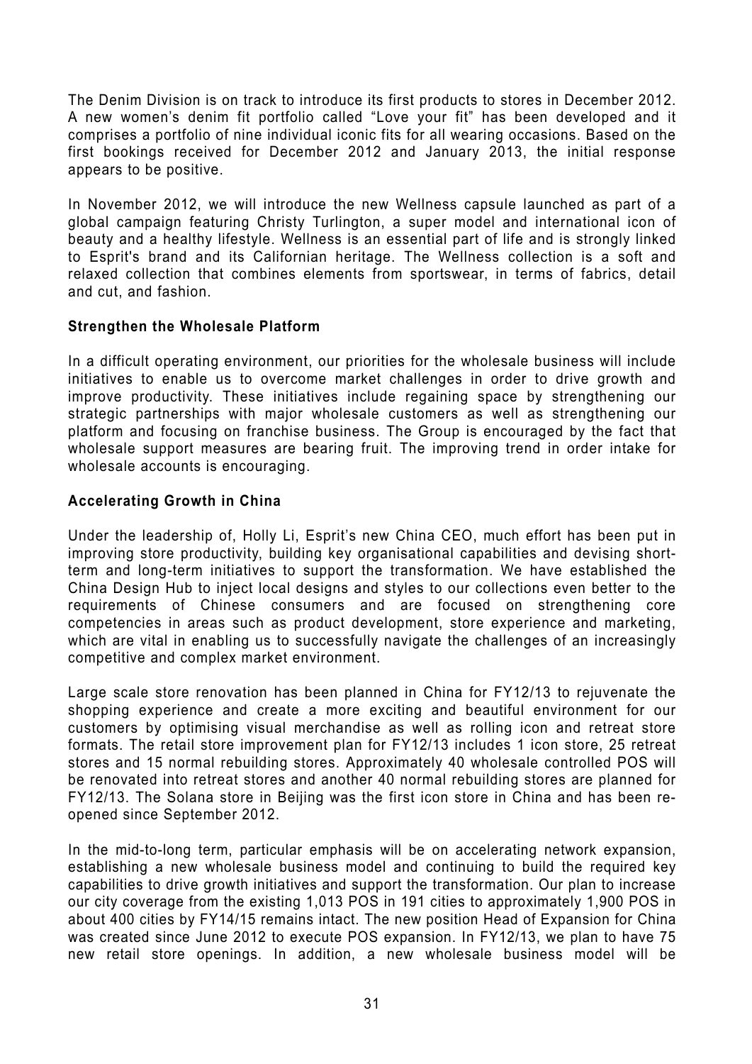The Denim Division is on track to introduce its first products to stores in December 2012. A new women's denim fit portfolio called "Love your fit" has been developed and it comprises a portfolio of nine individual iconic fits for all wearing occasions. Based on the first bookings received for December 2012 and January 2013, the initial response appears to be positive.

In November 2012, we will introduce the new Wellness capsule launched as part of a global campaign featuring Christy Turlington, a super model and international icon of beauty and a healthy lifestyle. Wellness is an essential part of life and is strongly linked to Esprit's brand and its Californian heritage. The Wellness collection is a soft and relaxed collection that combines elements from sportswear, in terms of fabrics, detail and cut, and fashion.

**Strengthen the Wholesale Platform**

In a difficult operating environment, our priorities for the wholesale business will include initiatives to enable us to overcome market challenges in order to drive growth and improve productivity. These initiatives include regaining space by strengthening our strategic partnerships with major wholesale customers as well as strengthening our platform and focusing on franchise business. The Group is encouraged by the fact that wholesale support measures are bearing fruit. The improving trend in order intake for wholesale accounts is encouraging.

**Accelerating Growth in China**

Under the leadership of, Holly Li, Esprit's new China CEO, much effort has been put in improving store productivity, building key organisational capabilities and devising short-term and long-term initiatives to support the transformation. We have established the China Design Hub to inject local designs and styles to our collections even better to the requirements of Chinese consumers and are focused on strengthening core competencies in areas such as product development, store experience and marketing, which are vital in enabling us to successfully navigate the challenges of an increasingly competitive and complex market environment.

Large scale store renovation has been planned in China for FY12/13 to rejuvenate the shopping experience and create a more exciting and beautiful environment for our customers by optimising visual merchandise as well as rolling icon and retreat store formats. The retail store improvement plan for FY12/13 includes 1 icon store, 25 retreat stores and 15 normal rebuilding stores. Approximately 40 wholesale controlled POS will be renovated into retreat stores and another 40 normal rebuilding stores are planned for FY12/13. The Solana store in Beijing was the first icon store in China and has been re-opened since September 2012.

In the mid-to-long term, particular emphasis will be on accelerating network expansion, establishing a new wholesale business model and continuing to build the required key capabilities to drive growth initiatives and support the transformation. Our plan to increase our city coverage from the existing 1,013 POS in 191 cities to approximately 1,900 POS in about 400 cities by FY14/15 remains intact. The new position Head of Expansion for China was created since June 2012 to execute POS expansion. In FY12/13, we plan to have 75 new retail store openings. In addition, a new wholesale business model will be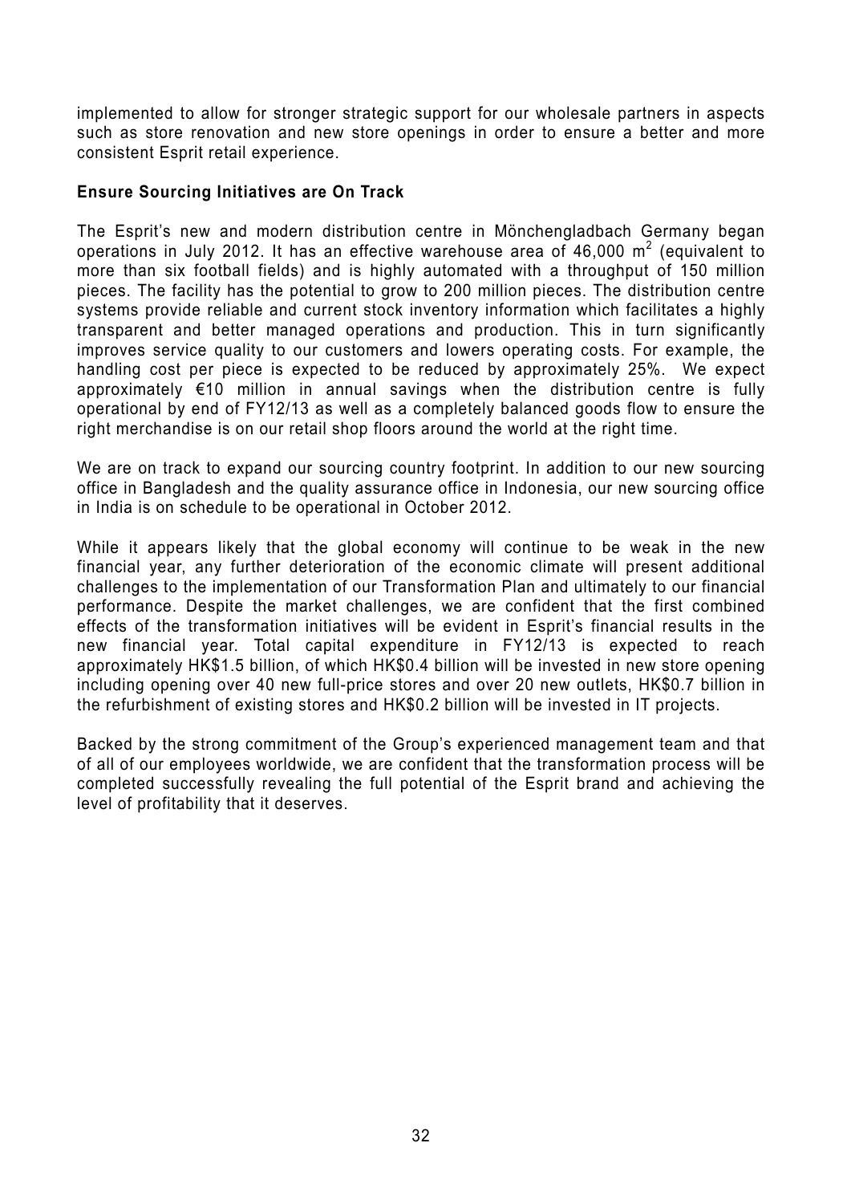implemented to allow for stronger strategic support for our wholesale partners in aspects such as store renovation and new store openings in order to ensure a better and more consistent Esprit retail experience.

**Ensure Sourcing Initiatives are On Track**

The Esprit's new and modern distribution centre in Mönchengladbach Germany began operations in July 2012. It has an effective warehouse area of 46,000 $m^2$ (equivalent to more than six football fields) and is highly automated with a throughput of 150 million pieces. The facility has the potential to grow to 200 million pieces. The distribution centre systems provide reliable and current stock inventory information which facilitates a highly transparent and better managed operations and production. This in turn significantly improves service quality to our customers and lowers operating costs. For example, the handling cost per piece is expected to be reduced by approximately 25%. We expect approximately €10 million in annual savings when the distribution centre is fully operational by end of FY12/13 as well as a completely balanced goods flow to ensure the right merchandise is on our retail shop floors around the world at the right time.

We are on track to expand our sourcing country footprint. In addition to our new sourcing office in Bangladesh and the quality assurance office in Indonesia, our new sourcing office in India is on schedule to be operational in October 2012.

While it appears likely that the global economy will continue to be weak in the new financial year, any further deterioration of the economic climate will present additional challenges to the implementation of our Transformation Plan and ultimately to our financial performance. Despite the market challenges, we are confident that the first combined effects of the transformation initiatives will be evident in Esprit's financial results in the new financial year. Total capital expenditure in FY12/13 is expected to reach approximately HK$1.5 billion, of which HK$0.4 billion will be invested in new store opening including opening over 40 new full-price stores and over 20 new outlets, HK$0.7 billion in the refurbishment of existing stores and HK$0.2 billion will be invested in IT projects.

Backed by the strong commitment of the Group's experienced management team and that of all of our employees worldwide, we are confident that the transformation process will be completed successfully revealing the full potential of the Esprit brand and achieving the level of profitability that it deserves.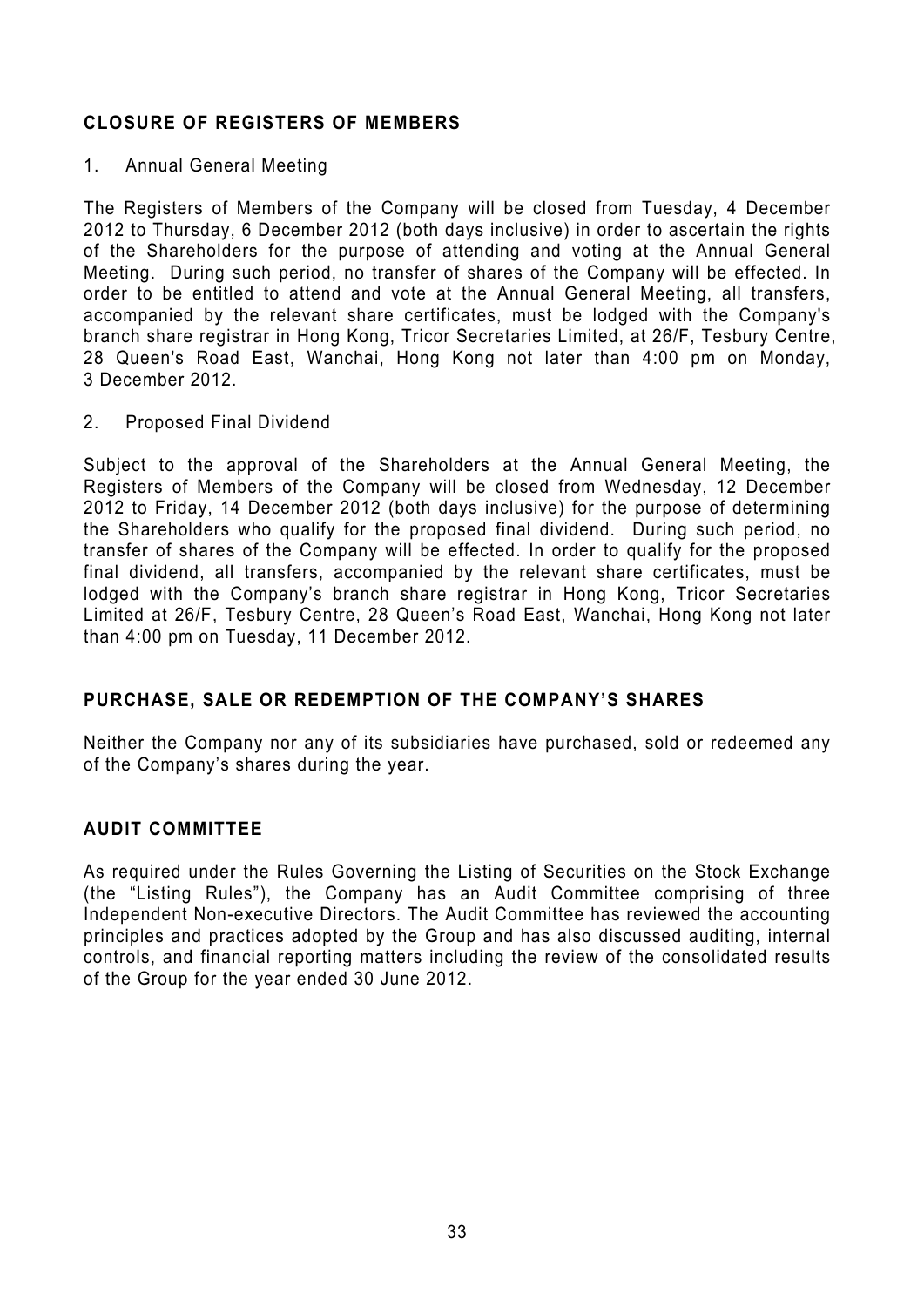## CLOSURE OF REGISTERS OF MEMBERS

1. Annual General Meeting

The Registers of Members of the Company will be closed from Tuesday, 4 December 2012 to Thursday, 6 December 2012 (both days inclusive) in order to ascertain the rights of the Shareholders for the purpose of attending and voting at the Annual General Meeting. During such period, no transfer of shares of the Company will be effected. In order to be entitled to attend and vote at the Annual General Meeting, all transfers, accompanied by the relevant share certificates, must be lodged with the Company's branch share registrar in Hong Kong, Tricor Secretaries Limited, at 26/F, Tesbury Centre, 28 Queen's Road East, Wanchai, Hong Kong not later than 4:00 pm on Monday, 3 December 2012.

2. Proposed Final Dividend

Subject to the approval of the Shareholders at the Annual General Meeting, the Registers of Members of the Company will be closed from Wednesday, 12 December 2012 to Friday, 14 December 2012 (both days inclusive) for the purpose of determining the Shareholders who qualify for the proposed final dividend. During such period, no transfer of shares of the Company will be effected. In order to qualify for the proposed final dividend, all transfers, accompanied by the relevant share certificates, must be lodged with the Company's branch share registrar in Hong Kong, Tricor Secretaries Limited at 26/F, Tesbury Centre, 28 Queen's Road East, Wanchai, Hong Kong not later than 4:00 pm on Tuesday, 11 December 2012.

## PURCHASE, SALE OR REDEMPTION OF THE COMPANY'S SHARES

Neither the Company nor any of its subsidiaries have purchased, sold or redeemed any of the Company's shares during the year.

## AUDIT COMMITTEE

As required under the Rules Governing the Listing of Securities on the Stock Exchange (the "Listing Rules"), the Company has an Audit Committee comprising of three Independent Non-executive Directors. The Audit Committee has reviewed the accounting principles and practices adopted by the Group and has also discussed auditing, internal controls, and financial reporting matters including the review of the consolidated results of the Group for the year ended 30 June 2012.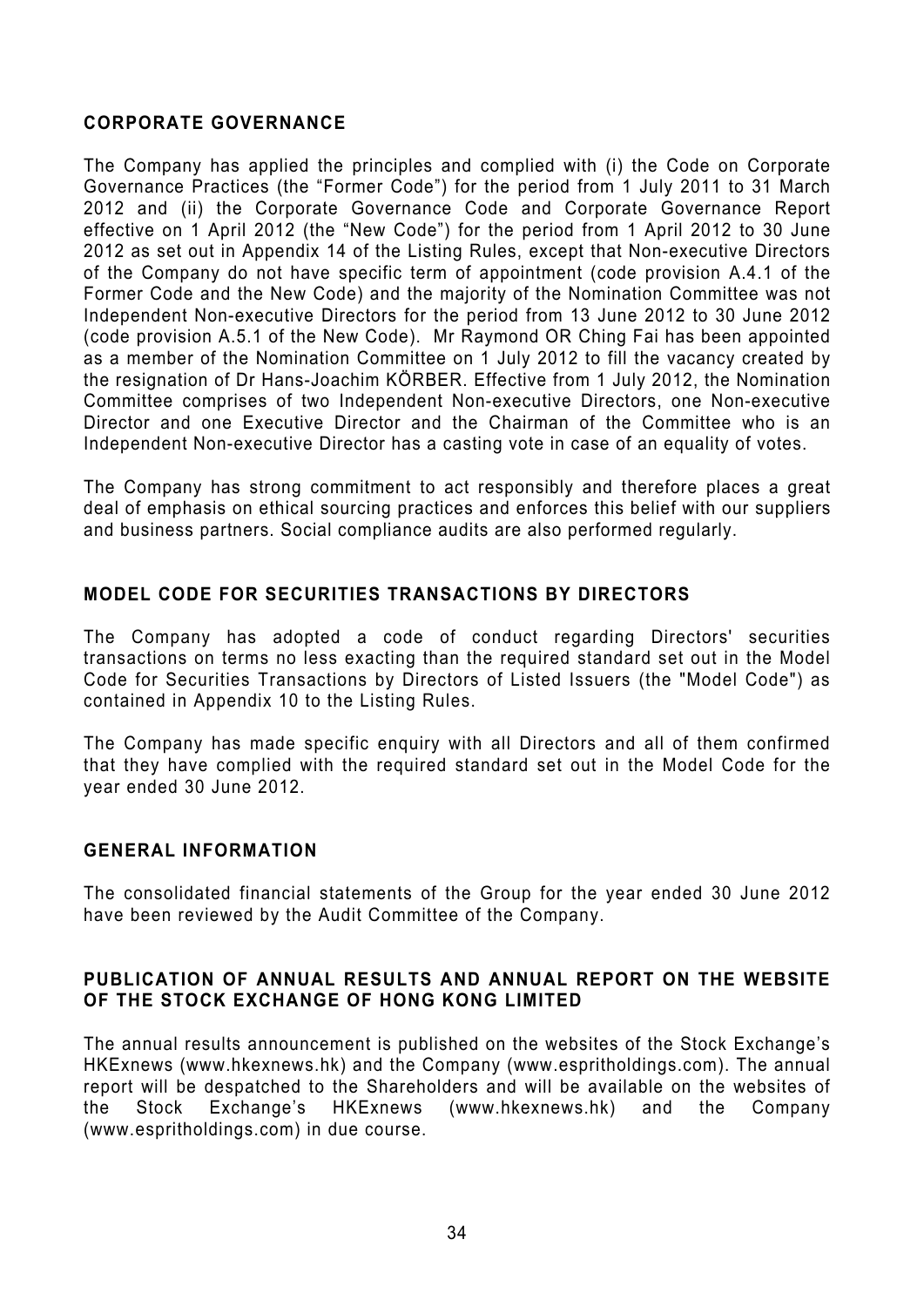## CORPORATE GOVERNANCE

The Company has applied the principles and complied with (i) the Code on Corporate Governance Practices (the "Former Code") for the period from 1 July 2011 to 31 March 2012 and (ii) the Corporate Governance Code and Corporate Governance Report effective on 1 April 2012 (the "New Code") for the period from 1 April 2012 to 30 June 2012 as set out in Appendix 14 of the Listing Rules, except that Non-executive Directors of the Company do not have specific term of appointment (code provision A.4.1 of the Former Code and the New Code) and the majority of the Nomination Committee was not Independent Non-executive Directors for the period from 13 June 2012 to 30 June 2012 (code provision A.5.1 of the New Code). Mr Raymond OR Ching Fai has been appointed as a member of the Nomination Committee on 1 July 2012 to fill the vacancy created by the resignation of Dr Hans-Joachim KÖRBER. Effective from 1 July 2012, the Nomination Committee comprises of two Independent Non-executive Directors, one Non-executive Director and one Executive Director and the Chairman of the Committee who is an Independent Non-executive Director has a casting vote in case of an equality of votes.

The Company has strong commitment to act responsibly and therefore places a great deal of emphasis on ethical sourcing practices and enforces this belief with our suppliers and business partners. Social compliance audits are also performed regularly.

## MODEL CODE FOR SECURITIES TRANSACTIONS BY DIRECTORS

The Company has adopted a code of conduct regarding Directors' securities transactions on terms no less exacting than the required standard set out in the Model Code for Securities Transactions by Directors of Listed Issuers (the "Model Code") as contained in Appendix 10 to the Listing Rules.

The Company has made specific enquiry with all Directors and all of them confirmed that they have complied with the required standard set out in the Model Code for the year ended 30 June 2012.

## GENERAL INFORMATION

The consolidated financial statements of the Group for the year ended 30 June 2012 have been reviewed by the Audit Committee of the Company.

## PUBLICATION OF ANNUAL RESULTS AND ANNUAL REPORT ON THE WEBSITE OF THE STOCK EXCHANGE OF HONG KONG LIMITED

The annual results announcement is published on the websites of the Stock Exchange's HKExnews (www.hkexnews.hk) and the Company (www.espritholdings.com). The annual report will be despatched to the Shareholders and will be available on the websites of the Stock Exchange's HKExnews (www.hkexnews.hk) and the Company (www.espritholdings.com) in due course.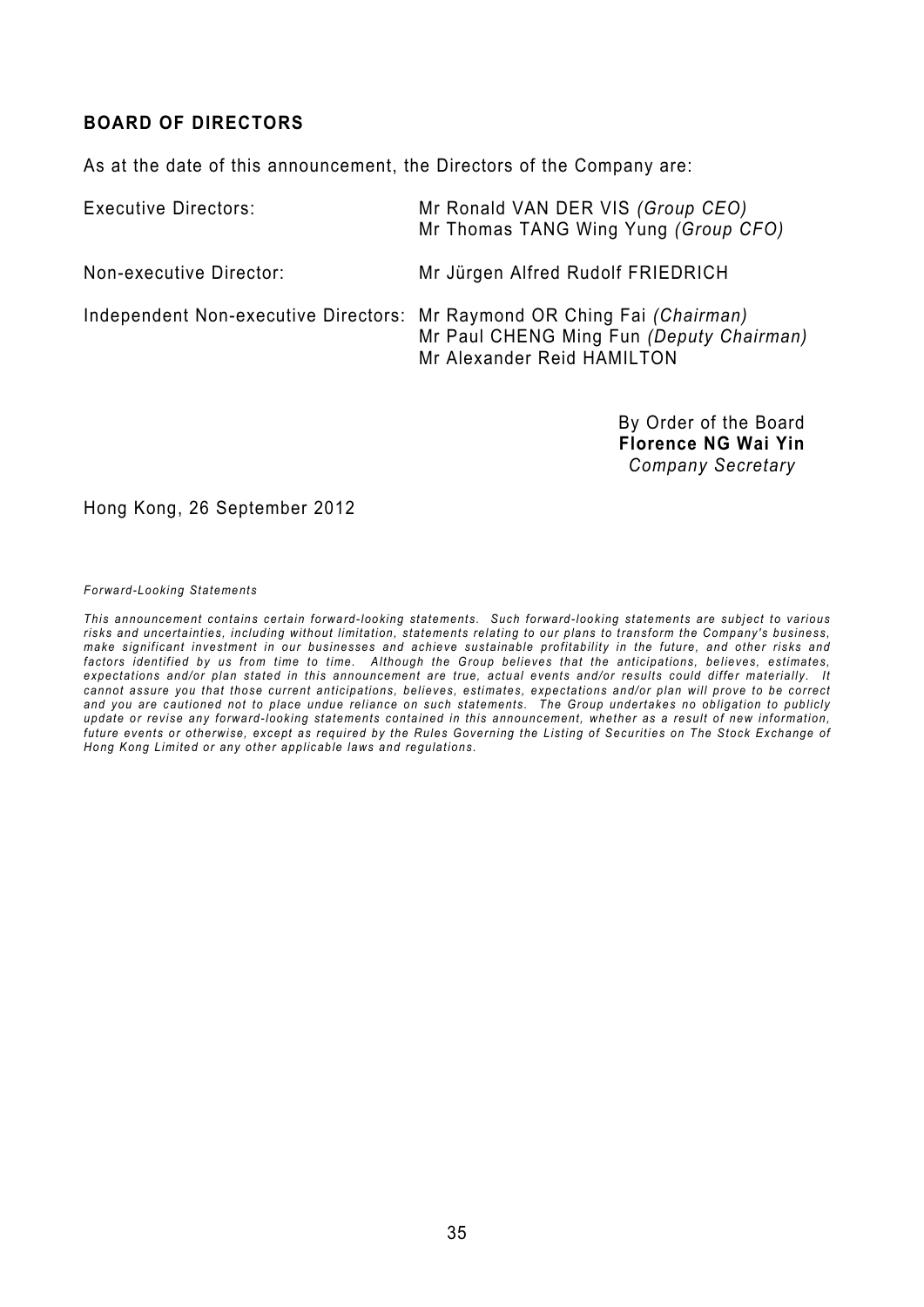## BOARD OF DIRECTORS

As at the date of this announcement, the Directors of the Company are:

| | |
|---|---|
| Executive Directors: | Mr Ronald VAN DER VIS *(Group CEO)*<br>Mr Thomas TANG Wing Yung *(Group CFO)* |
| Non-executive Director: | Mr Jürgen Alfred Rudolf FRIEDRICH |
| Independent Non-executive Directors: | Mr Raymond OR Ching Fai *(Chairman)*<br>Mr Paul CHENG Ming Fun *(Deputy Chairman)*<br>Mr Alexander Reid HAMILTON |

By Order of the Board
**Florence NG Wai Yin**
*Company Secretary*

Hong Kong, 26 September 2012

*Forward-Looking Statements*

*This announcement contains certain forward-looking statements. Such forward-looking statements are subject to various risks and uncertainties, including without limitation, statements relating to our plans to transform the Company's business, make significant investment in our businesses and achieve sustainable profitability in the future, and other risks and factors identified by us from time to time. Although the Group believes that the anticipations, believes, estimates, expectations and/or plan stated in this announcement are true, actual events and/or results could differ materially. It cannot assure you that those current anticipations, believes, estimates, expectations and/or plan will prove to be correct and you are cautioned not to place undue reliance on such statements. The Group undertakes no obligation to publicly update or revise any forward-looking statements contained in this announcement, whether as a result of new information, future events or otherwise, except as required by the Rules Governing the Listing of Securities on The Stock Exchange of Hong Kong Limited or any other applicable laws and regulations.*